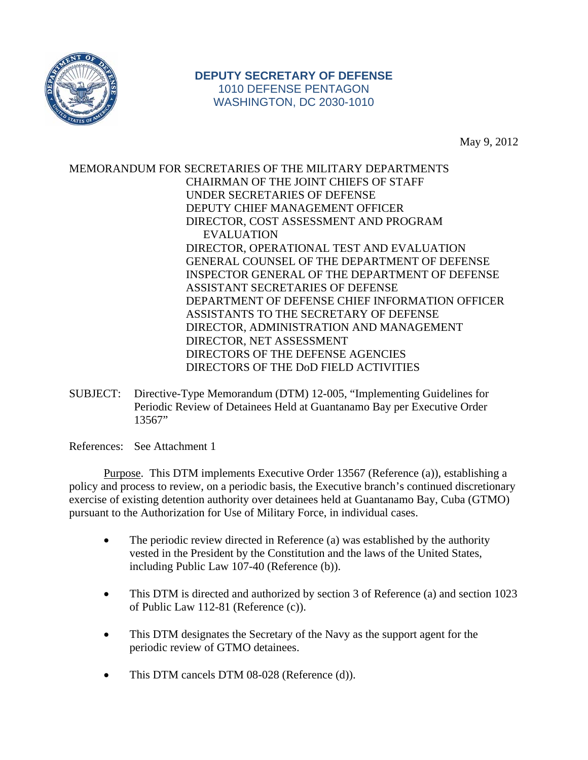**DEPUTY SECRETARY OF DEFENSE**
1010 DEFENSE PENTAGON
WASHINGTON, DC 2030-1010

May 9, 2012

MEMORANDUM FOR SECRETARIES OF THE MILITARY DEPARTMENTS
CHAIRMAN OF THE JOINT CHIEFS OF STAFF
UNDER SECRETARIES OF DEFENSE
DEPUTY CHIEF MANAGEMENT OFFICER
DIRECTOR, COST ASSESSMENT AND PROGRAM EVALUATION
DIRECTOR, OPERATIONAL TEST AND EVALUATION
GENERAL COUNSEL OF THE DEPARTMENT OF DEFENSE
INSPECTOR GENERAL OF THE DEPARTMENT OF DEFENSE
ASSISTANT SECRETARIES OF DEFENSE
DEPARTMENT OF DEFENSE CHIEF INFORMATION OFFICER
ASSISTANTS TO THE SECRETARY OF DEFENSE
DIRECTOR, ADMINISTRATION AND MANAGEMENT
DIRECTOR, NET ASSESSMENT
DIRECTORS OF THE DEFENSE AGENCIES
DIRECTORS OF THE DoD FIELD ACTIVITIES

SUBJECT: Directive-Type Memorandum (DTM) 12-005, "Implementing Guidelines for Periodic Review of Detainees Held at Guantanamo Bay per Executive Order 13567"

References: See Attachment 1

Purpose. This DTM implements Executive Order 13567 (Reference (a)), establishing a policy and process to review, on a periodic basis, the Executive branch's continued discretionary exercise of existing detention authority over detainees held at Guantanamo Bay, Cuba (GTMO) pursuant to the Authorization for Use of Military Force, in individual cases.

- The periodic review directed in Reference (a) was established by the authority vested in the President by the Constitution and the laws of the United States, including Public Law 107-40 (Reference (b)).

- This DTM is directed and authorized by section 3 of Reference (a) and section 1023 of Public Law 112-81 (Reference (c)).

- This DTM designates the Secretary of the Navy as the support agent for the periodic review of GTMO detainees.

- This DTM cancels DTM 08-028 (Reference (d)).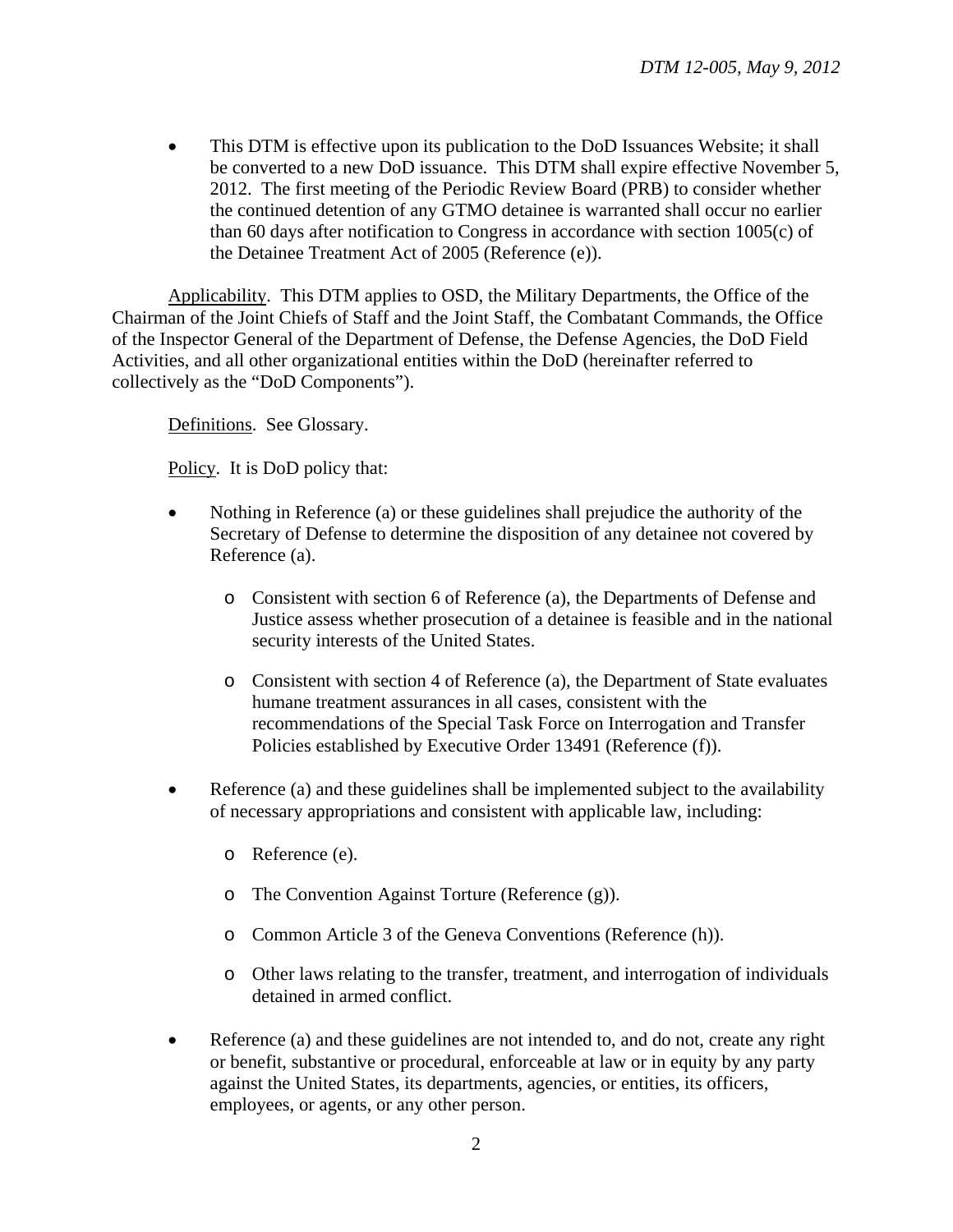- This DTM is effective upon its publication to the DoD Issuances Website; it shall be converted to a new DoD issuance. This DTM shall expire effective November 5, 2012. The first meeting of the Periodic Review Board (PRB) to consider whether the continued detention of any GTMO detainee is warranted shall occur no earlier than 60 days after notification to Congress in accordance with section 1005(c) of the Detainee Treatment Act of 2005 (Reference (e)).

Applicability. This DTM applies to OSD, the Military Departments, the Office of the Chairman of the Joint Chiefs of Staff and the Joint Staff, the Combatant Commands, the Office of the Inspector General of the Department of Defense, the Defense Agencies, the DoD Field Activities, and all other organizational entities within the DoD (hereinafter referred to collectively as the "DoD Components").

Definitions. See Glossary.

Policy. It is DoD policy that:

- Nothing in Reference (a) or these guidelines shall prejudice the authority of the Secretary of Defense to determine the disposition of any detainee not covered by Reference (a).

  - Consistent with section 6 of Reference (a), the Departments of Defense and Justice assess whether prosecution of a detainee is feasible and in the national security interests of the United States.

  - Consistent with section 4 of Reference (a), the Department of State evaluates humane treatment assurances in all cases, consistent with the recommendations of the Special Task Force on Interrogation and Transfer Policies established by Executive Order 13491 (Reference (f)).

- Reference (a) and these guidelines shall be implemented subject to the availability of necessary appropriations and consistent with applicable law, including:

  - Reference (e).

  - The Convention Against Torture (Reference (g)).

  - Common Article 3 of the Geneva Conventions (Reference (h)).

  - Other laws relating to the transfer, treatment, and interrogation of individuals detained in armed conflict.

- Reference (a) and these guidelines are not intended to, and do not, create any right or benefit, substantive or procedural, enforceable at law or in equity by any party against the United States, its departments, agencies, or entities, its officers, employees, or agents, or any other person.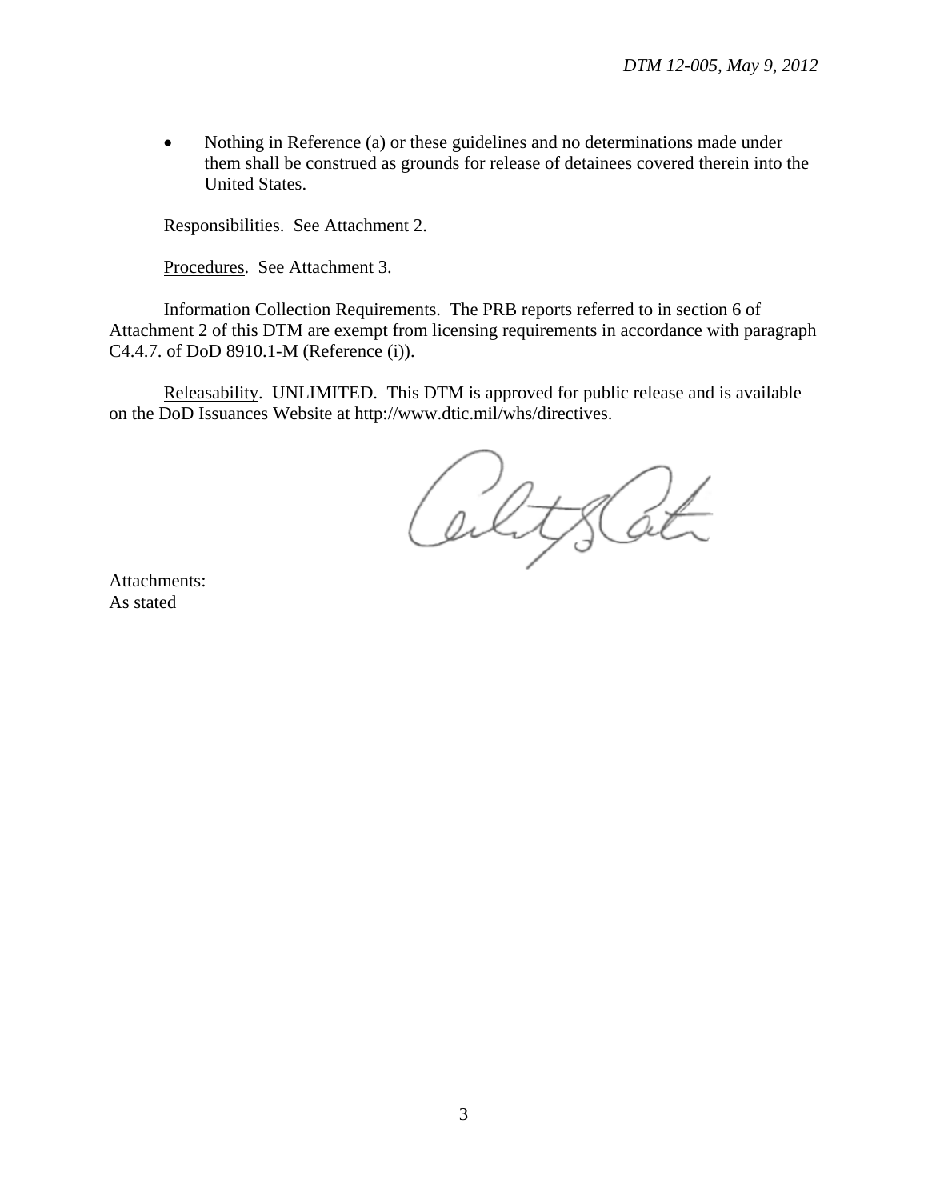- Nothing in Reference (a) or these guidelines and no determinations made under them shall be construed as grounds for release of detainees covered therein into the United States.

Responsibilities. See Attachment 2.

Procedures. See Attachment 3.

Information Collection Requirements. The PRB reports referred to in section 6 of Attachment 2 of this DTM are exempt from licensing requirements in accordance with paragraph C4.4.7. of DoD 8910.1-M (Reference (i)).

Releasability. UNLIMITED. This DTM is approved for public release and is available on the DoD Issuances Website at http://www.dtic.mil/whs/directives.

Attachments:
As stated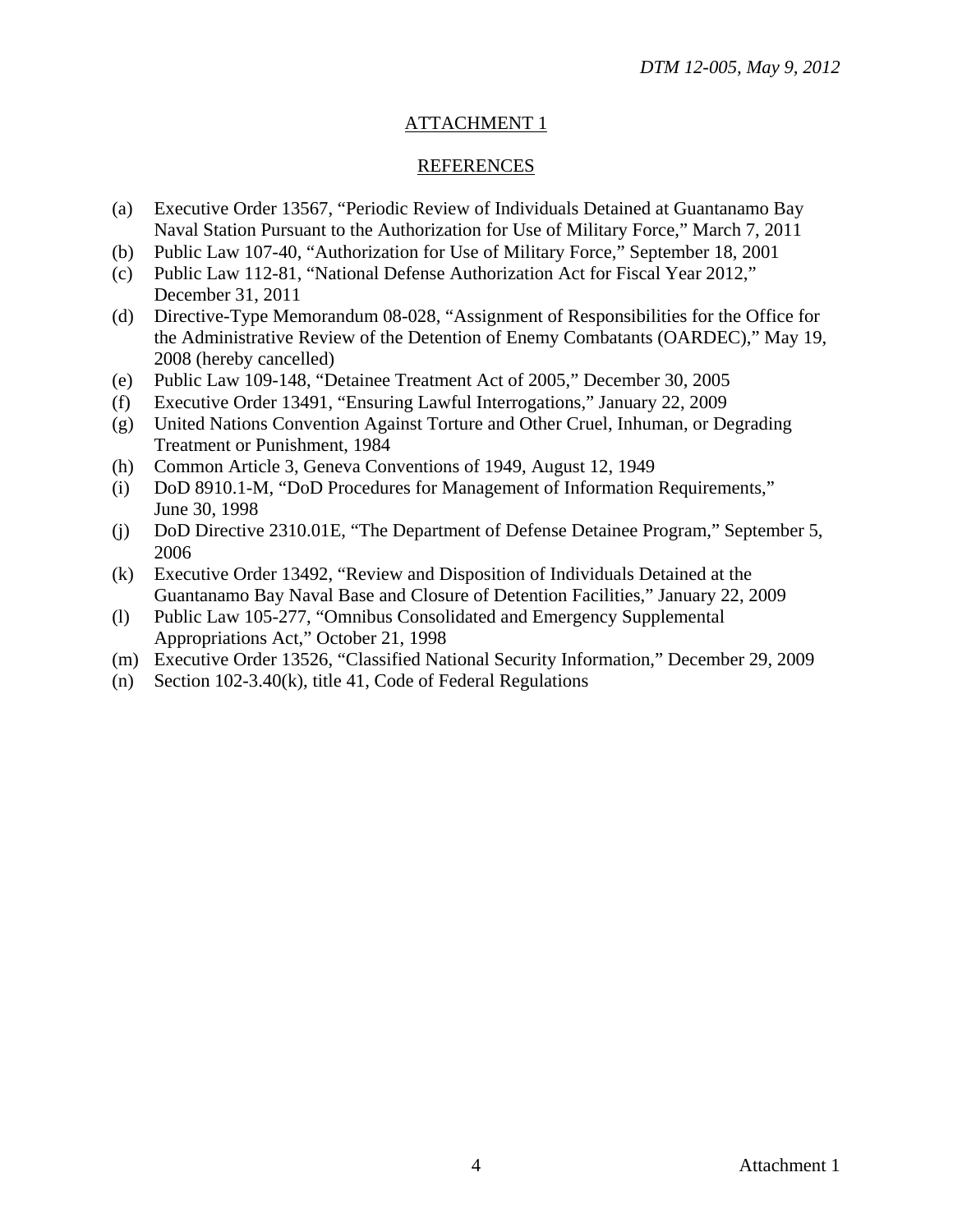## ATTACHMENT 1

## REFERENCES

(a) Executive Order 13567, "Periodic Review of Individuals Detained at Guantanamo Bay Naval Station Pursuant to the Authorization for Use of Military Force," March 7, 2011
(b) Public Law 107-40, "Authorization for Use of Military Force," September 18, 2001
(c) Public Law 112-81, "National Defense Authorization Act for Fiscal Year 2012," December 31, 2011
(d) Directive-Type Memorandum 08-028, "Assignment of Responsibilities for the Office for the Administrative Review of the Detention of Enemy Combatants (OARDEC)," May 19, 2008 (hereby cancelled)
(e) Public Law 109-148, "Detainee Treatment Act of 2005," December 30, 2005
(f) Executive Order 13491, "Ensuring Lawful Interrogations," January 22, 2009
(g) United Nations Convention Against Torture and Other Cruel, Inhuman, or Degrading Treatment or Punishment, 1984
(h) Common Article 3, Geneva Conventions of 1949, August 12, 1949
(i) DoD 8910.1-M, "DoD Procedures for Management of Information Requirements," June 30, 1998
(j) DoD Directive 2310.01E, "The Department of Defense Detainee Program," September 5, 2006
(k) Executive Order 13492, "Review and Disposition of Individuals Detained at the Guantanamo Bay Naval Base and Closure of Detention Facilities," January 22, 2009
(l) Public Law 105-277, "Omnibus Consolidated and Emergency Supplemental Appropriations Act," October 21, 1998
(m) Executive Order 13526, "Classified National Security Information," December 29, 2009
(n) Section 102-3.40(k), title 41, Code of Federal Regulations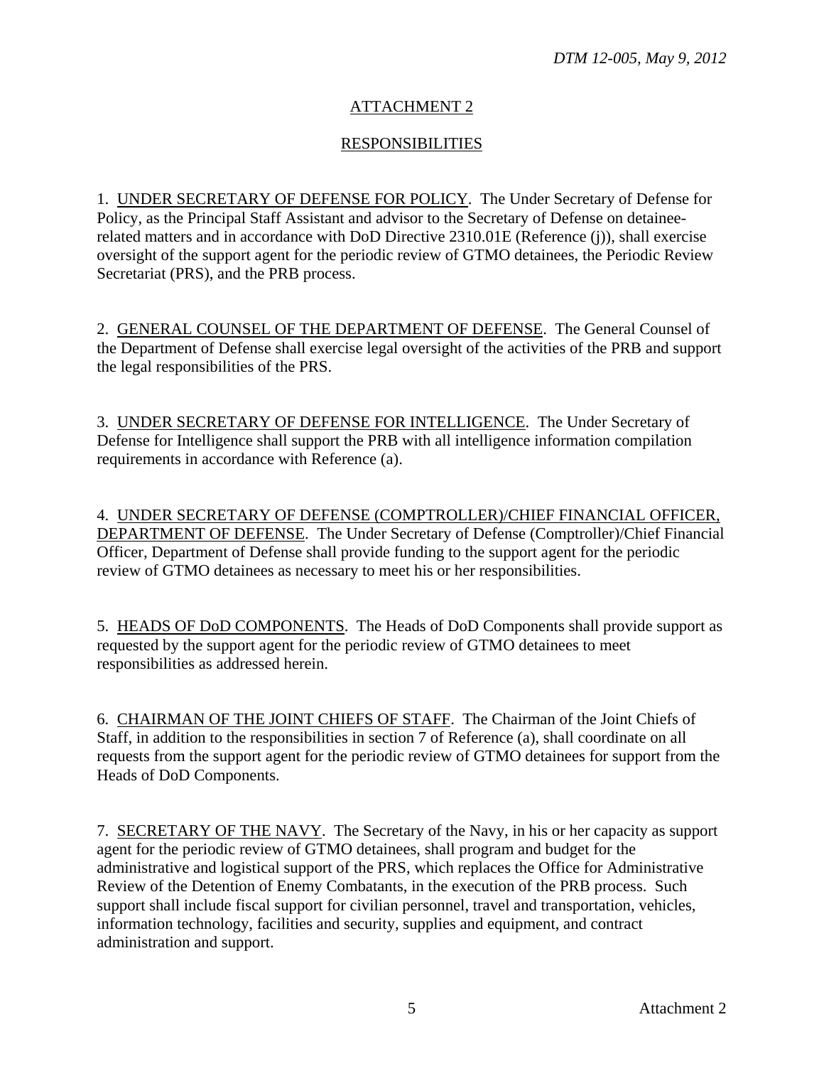## ATTACHMENT 2

## RESPONSIBILITIES

1. UNDER SECRETARY OF DEFENSE FOR POLICY. The Under Secretary of Defense for Policy, as the Principal Staff Assistant and advisor to the Secretary of Defense on detainee-related matters and in accordance with DoD Directive 2310.01E (Reference (j)), shall exercise oversight of the support agent for the periodic review of GTMO detainees, the Periodic Review Secretariat (PRS), and the PRB process.

2. GENERAL COUNSEL OF THE DEPARTMENT OF DEFENSE. The General Counsel of the Department of Defense shall exercise legal oversight of the activities of the PRB and support the legal responsibilities of the PRS.

3. UNDER SECRETARY OF DEFENSE FOR INTELLIGENCE. The Under Secretary of Defense for Intelligence shall support the PRB with all intelligence information compilation requirements in accordance with Reference (a).

4. UNDER SECRETARY OF DEFENSE (COMPTROLLER)/CHIEF FINANCIAL OFFICER, DEPARTMENT OF DEFENSE. The Under Secretary of Defense (Comptroller)/Chief Financial Officer, Department of Defense shall provide funding to the support agent for the periodic review of GTMO detainees as necessary to meet his or her responsibilities.

5. HEADS OF DoD COMPONENTS. The Heads of DoD Components shall provide support as requested by the support agent for the periodic review of GTMO detainees to meet responsibilities as addressed herein.

6. CHAIRMAN OF THE JOINT CHIEFS OF STAFF. The Chairman of the Joint Chiefs of Staff, in addition to the responsibilities in section 7 of Reference (a), shall coordinate on all requests from the support agent for the periodic review of GTMO detainees for support from the Heads of DoD Components.

7. SECRETARY OF THE NAVY. The Secretary of the Navy, in his or her capacity as support agent for the periodic review of GTMO detainees, shall program and budget for the administrative and logistical support of the PRS, which replaces the Office for Administrative Review of the Detention of Enemy Combatants, in the execution of the PRB process. Such support shall include fiscal support for civilian personnel, travel and transportation, vehicles, information technology, facilities and security, supplies and equipment, and contract administration and support.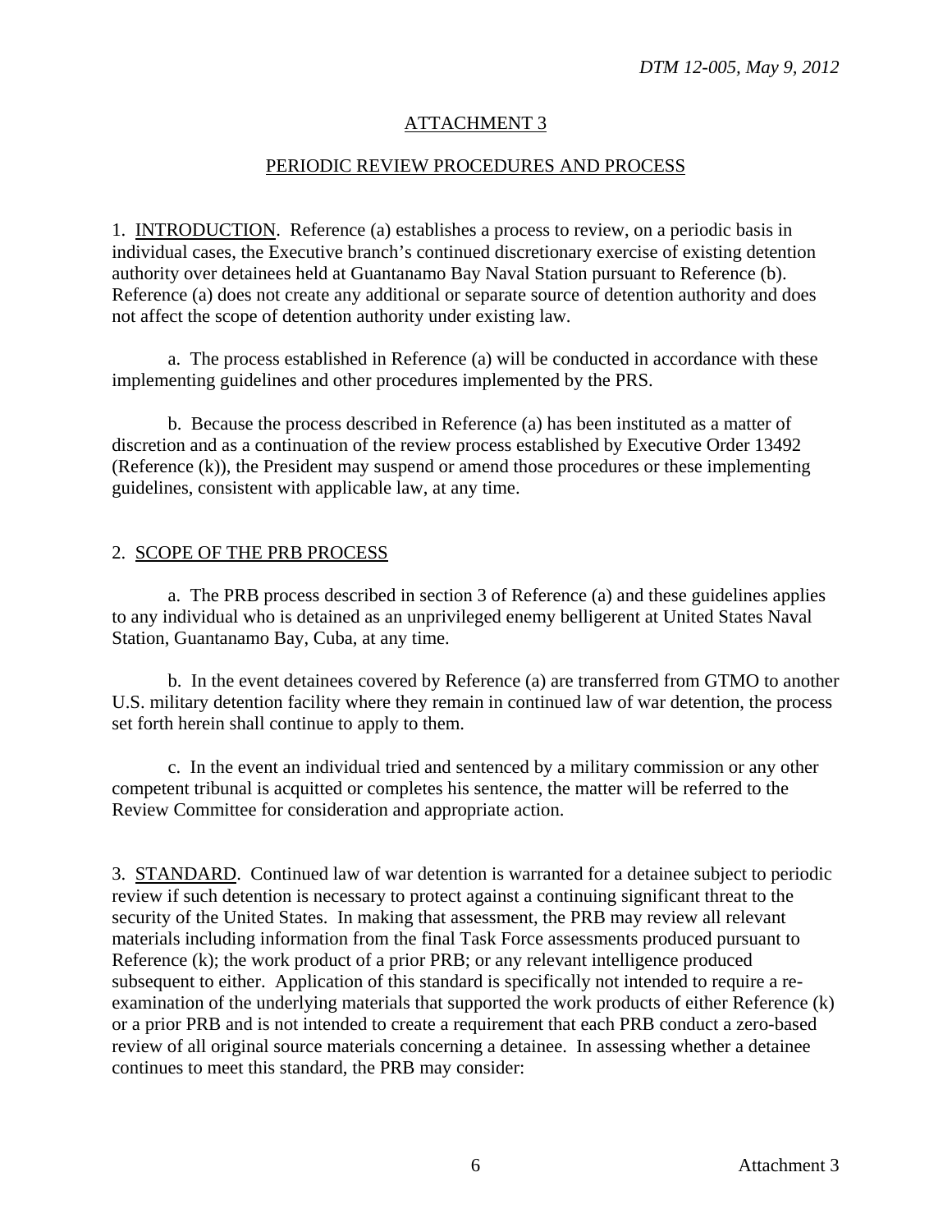## ATTACHMENT 3

## PERIODIC REVIEW PROCEDURES AND PROCESS

1. INTRODUCTION. Reference (a) establishes a process to review, on a periodic basis in individual cases, the Executive branch's continued discretionary exercise of existing detention authority over detainees held at Guantanamo Bay Naval Station pursuant to Reference (b). Reference (a) does not create any additional or separate source of detention authority and does not affect the scope of detention authority under existing law.

a. The process established in Reference (a) will be conducted in accordance with these implementing guidelines and other procedures implemented by the PRS.

b. Because the process described in Reference (a) has been instituted as a matter of discretion and as a continuation of the review process established by Executive Order 13492 (Reference (k)), the President may suspend or amend those procedures or these implementing guidelines, consistent with applicable law, at any time.

2. SCOPE OF THE PRB PROCESS

a. The PRB process described in section 3 of Reference (a) and these guidelines applies to any individual who is detained as an unprivileged enemy belligerent at United States Naval Station, Guantanamo Bay, Cuba, at any time.

b. In the event detainees covered by Reference (a) are transferred from GTMO to another U.S. military detention facility where they remain in continued law of war detention, the process set forth herein shall continue to apply to them.

c. In the event an individual tried and sentenced by a military commission or any other competent tribunal is acquitted or completes his sentence, the matter will be referred to the Review Committee for consideration and appropriate action.

3. STANDARD. Continued law of war detention is warranted for a detainee subject to periodic review if such detention is necessary to protect against a continuing significant threat to the security of the United States. In making that assessment, the PRB may review all relevant materials including information from the final Task Force assessments produced pursuant to Reference (k); the work product of a prior PRB; or any relevant intelligence produced subsequent to either. Application of this standard is specifically not intended to require a re-examination of the underlying materials that supported the work products of either Reference (k) or a prior PRB and is not intended to create a requirement that each PRB conduct a zero-based review of all original source materials concerning a detainee. In assessing whether a detainee continues to meet this standard, the PRB may consider: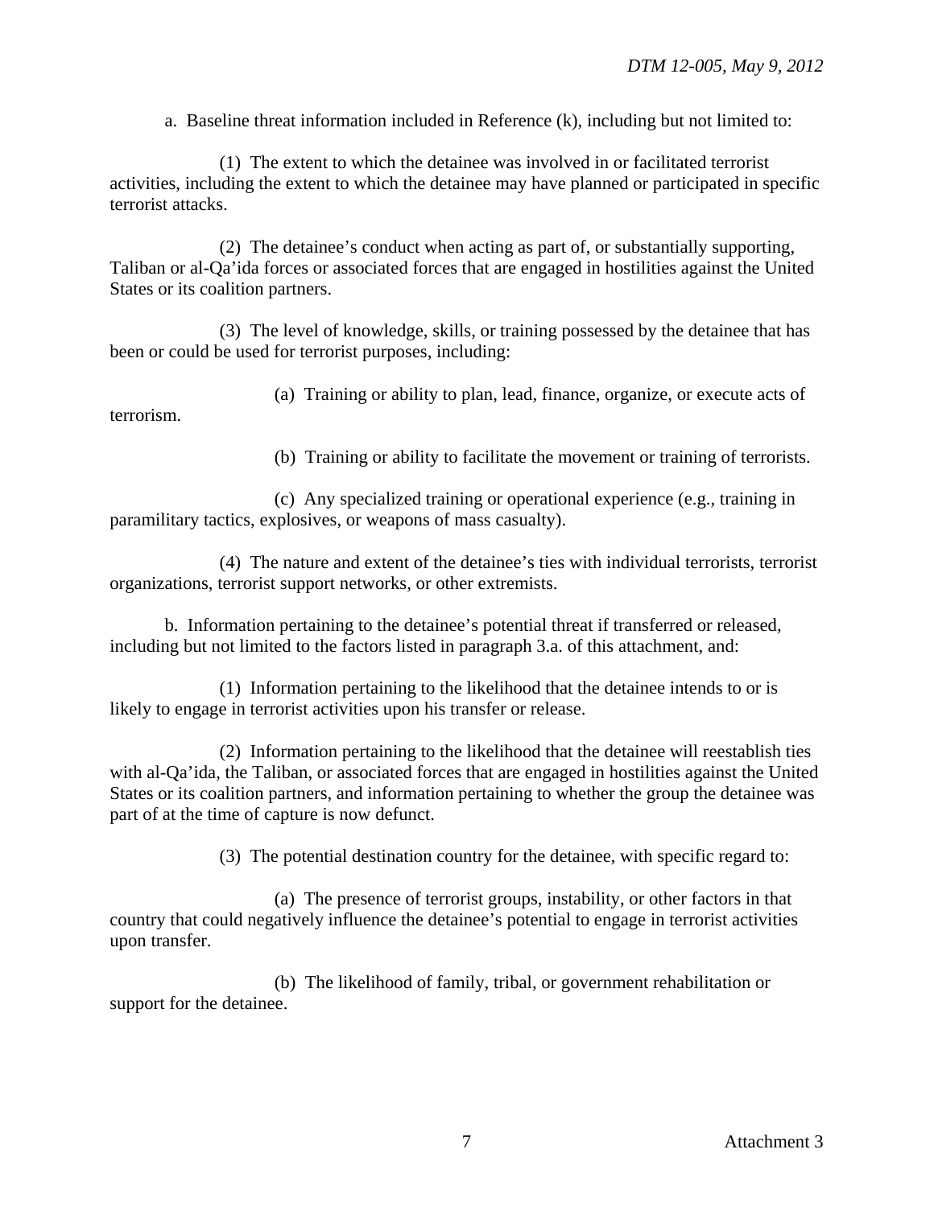a. Baseline threat information included in Reference (k), including but not limited to:

(1) The extent to which the detainee was involved in or facilitated terrorist activities, including the extent to which the detainee may have planned or participated in specific terrorist attacks.

(2) The detainee's conduct when acting as part of, or substantially supporting, Taliban or al-Qa'ida forces or associated forces that are engaged in hostilities against the United States or its coalition partners.

(3) The level of knowledge, skills, or training possessed by the detainee that has been or could be used for terrorist purposes, including:

(a) Training or ability to plan, lead, finance, organize, or execute acts of terrorism.

(b) Training or ability to facilitate the movement or training of terrorists.

(c) Any specialized training or operational experience (e.g., training in paramilitary tactics, explosives, or weapons of mass casualty).

(4) The nature and extent of the detainee's ties with individual terrorists, terrorist organizations, terrorist support networks, or other extremists.

b. Information pertaining to the detainee's potential threat if transferred or released, including but not limited to the factors listed in paragraph 3.a. of this attachment, and:

(1) Information pertaining to the likelihood that the detainee intends to or is likely to engage in terrorist activities upon his transfer or release.

(2) Information pertaining to the likelihood that the detainee will reestablish ties with al-Qa'ida, the Taliban, or associated forces that are engaged in hostilities against the United States or its coalition partners, and information pertaining to whether the group the detainee was part of at the time of capture is now defunct.

(3) The potential destination country for the detainee, with specific regard to:

(a) The presence of terrorist groups, instability, or other factors in that country that could negatively influence the detainee's potential to engage in terrorist activities upon transfer.

(b) The likelihood of family, tribal, or government rehabilitation or support for the detainee.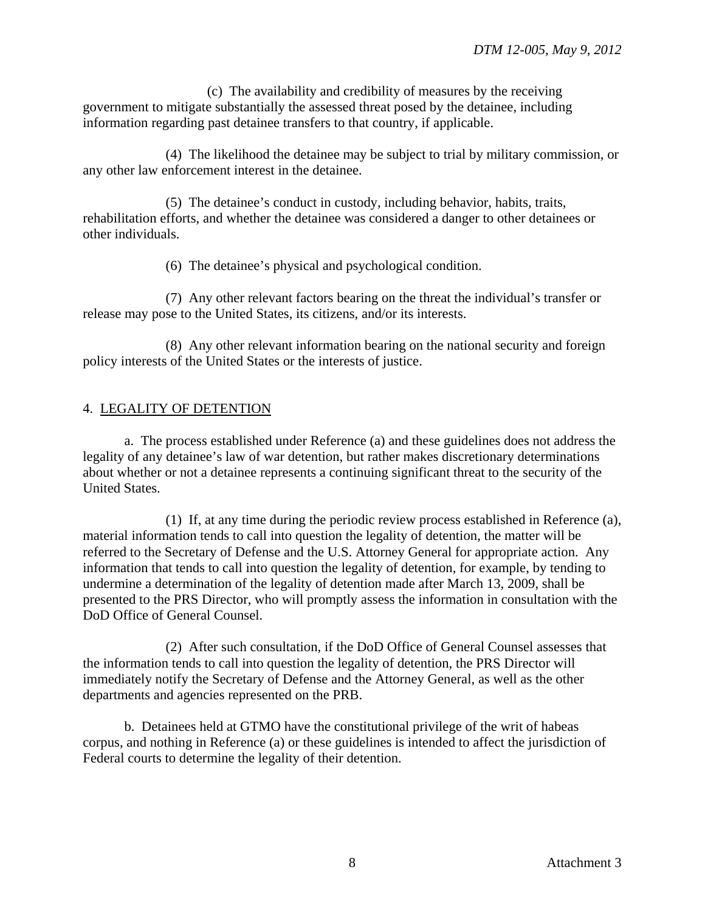(c) The availability and credibility of measures by the receiving government to mitigate substantially the assessed threat posed by the detainee, including information regarding past detainee transfers to that country, if applicable.

(4) The likelihood the detainee may be subject to trial by military commission, or any other law enforcement interest in the detainee.

(5) The detainee's conduct in custody, including behavior, habits, traits, rehabilitation efforts, and whether the detainee was considered a danger to other detainees or other individuals.

(6) The detainee's physical and psychological condition.

(7) Any other relevant factors bearing on the threat the individual's transfer or release may pose to the United States, its citizens, and/or its interests.

(8) Any other relevant information bearing on the national security and foreign policy interests of the United States or the interests of justice.

4. LEGALITY OF DETENTION

a. The process established under Reference (a) and these guidelines does not address the legality of any detainee's law of war detention, but rather makes discretionary determinations about whether or not a detainee represents a continuing significant threat to the security of the United States.

(1) If, at any time during the periodic review process established in Reference (a), material information tends to call into question the legality of detention, the matter will be referred to the Secretary of Defense and the U.S. Attorney General for appropriate action. Any information that tends to call into question the legality of detention, for example, by tending to undermine a determination of the legality of detention made after March 13, 2009, shall be presented to the PRS Director, who will promptly assess the information in consultation with the DoD Office of General Counsel.

(2) After such consultation, if the DoD Office of General Counsel assesses that the information tends to call into question the legality of detention, the PRS Director will immediately notify the Secretary of Defense and the Attorney General, as well as the other departments and agencies represented on the PRB.

b. Detainees held at GTMO have the constitutional privilege of the writ of habeas corpus, and nothing in Reference (a) or these guidelines is intended to affect the jurisdiction of Federal courts to determine the legality of their detention.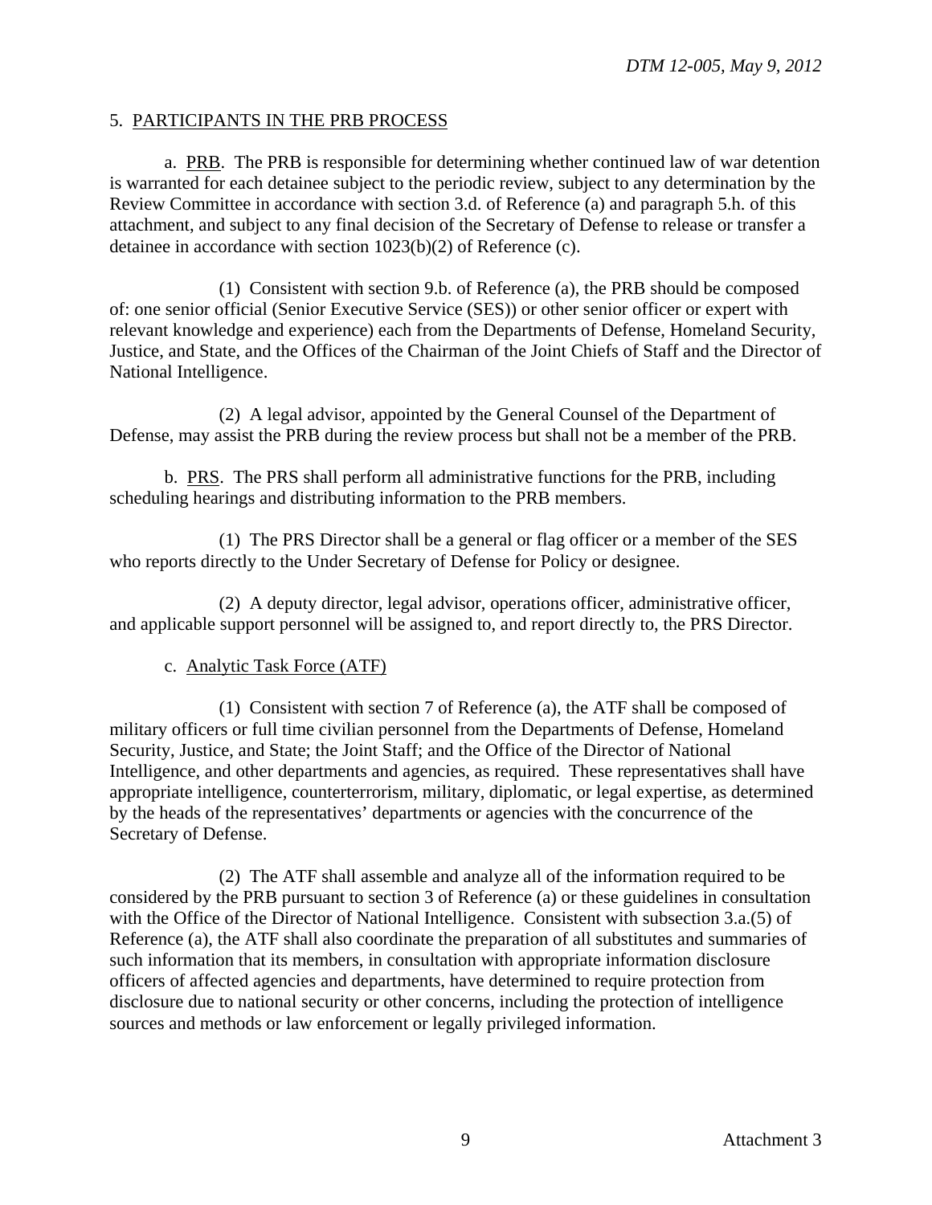5. PARTICIPANTS IN THE PRB PROCESS

a. PRB. The PRB is responsible for determining whether continued law of war detention is warranted for each detainee subject to the periodic review, subject to any determination by the Review Committee in accordance with section 3.d. of Reference (a) and paragraph 5.h. of this attachment, and subject to any final decision of the Secretary of Defense to release or transfer a detainee in accordance with section 1023(b)(2) of Reference (c).

(1) Consistent with section 9.b. of Reference (a), the PRB should be composed of: one senior official (Senior Executive Service (SES)) or other senior officer or expert with relevant knowledge and experience) each from the Departments of Defense, Homeland Security, Justice, and State, and the Offices of the Chairman of the Joint Chiefs of Staff and the Director of National Intelligence.

(2) A legal advisor, appointed by the General Counsel of the Department of Defense, may assist the PRB during the review process but shall not be a member of the PRB.

b. PRS. The PRS shall perform all administrative functions for the PRB, including scheduling hearings and distributing information to the PRB members.

(1) The PRS Director shall be a general or flag officer or a member of the SES who reports directly to the Under Secretary of Defense for Policy or designee.

(2) A deputy director, legal advisor, operations officer, administrative officer, and applicable support personnel will be assigned to, and report directly to, the PRS Director.

c. Analytic Task Force (ATF)

(1) Consistent with section 7 of Reference (a), the ATF shall be composed of military officers or full time civilian personnel from the Departments of Defense, Homeland Security, Justice, and State; the Joint Staff; and the Office of the Director of National Intelligence, and other departments and agencies, as required. These representatives shall have appropriate intelligence, counterterrorism, military, diplomatic, or legal expertise, as determined by the heads of the representatives' departments or agencies with the concurrence of the Secretary of Defense.

(2) The ATF shall assemble and analyze all of the information required to be considered by the PRB pursuant to section 3 of Reference (a) or these guidelines in consultation with the Office of the Director of National Intelligence. Consistent with subsection 3.a.(5) of Reference (a), the ATF shall also coordinate the preparation of all substitutes and summaries of such information that its members, in consultation with appropriate information disclosure officers of affected agencies and departments, have determined to require protection from disclosure due to national security or other concerns, including the protection of intelligence sources and methods or law enforcement or legally privileged information.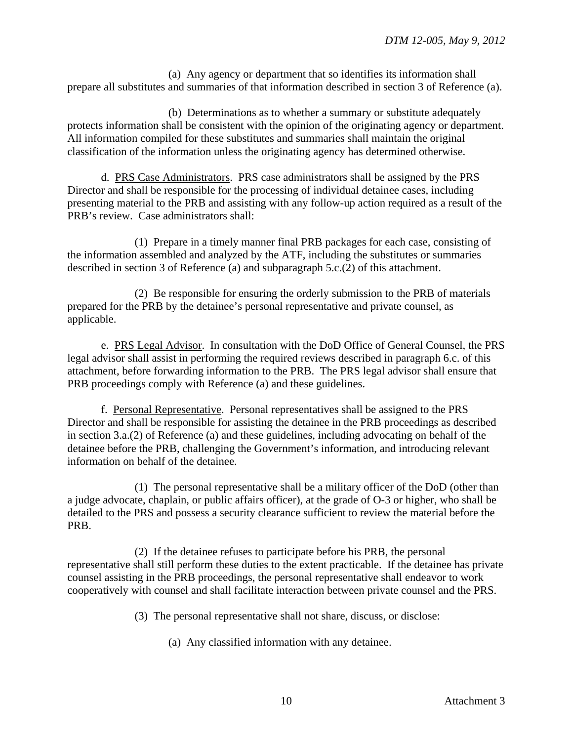(a) Any agency or department that so identifies its information shall prepare all substitutes and summaries of that information described in section 3 of Reference (a).

(b) Determinations as to whether a summary or substitute adequately protects information shall be consistent with the opinion of the originating agency or department. All information compiled for these substitutes and summaries shall maintain the original classification of the information unless the originating agency has determined otherwise.

d. PRS Case Administrators. PRS case administrators shall be assigned by the PRS Director and shall be responsible for the processing of individual detainee cases, including presenting material to the PRB and assisting with any follow-up action required as a result of the PRB's review. Case administrators shall:

(1) Prepare in a timely manner final PRB packages for each case, consisting of the information assembled and analyzed by the ATF, including the substitutes or summaries described in section 3 of Reference (a) and subparagraph 5.c.(2) of this attachment.

(2) Be responsible for ensuring the orderly submission to the PRB of materials prepared for the PRB by the detainee's personal representative and private counsel, as applicable.

e. PRS Legal Advisor. In consultation with the DoD Office of General Counsel, the PRS legal advisor shall assist in performing the required reviews described in paragraph 6.c. of this attachment, before forwarding information to the PRB. The PRS legal advisor shall ensure that PRB proceedings comply with Reference (a) and these guidelines.

f. Personal Representative. Personal representatives shall be assigned to the PRS Director and shall be responsible for assisting the detainee in the PRB proceedings as described in section 3.a.(2) of Reference (a) and these guidelines, including advocating on behalf of the detainee before the PRB, challenging the Government's information, and introducing relevant information on behalf of the detainee.

(1) The personal representative shall be a military officer of the DoD (other than a judge advocate, chaplain, or public affairs officer), at the grade of O-3 or higher, who shall be detailed to the PRS and possess a security clearance sufficient to review the material before the PRB.

(2) If the detainee refuses to participate before his PRB, the personal representative shall still perform these duties to the extent practicable. If the detainee has private counsel assisting in the PRB proceedings, the personal representative shall endeavor to work cooperatively with counsel and shall facilitate interaction between private counsel and the PRS.

(3) The personal representative shall not share, discuss, or disclose:

(a) Any classified information with any detainee.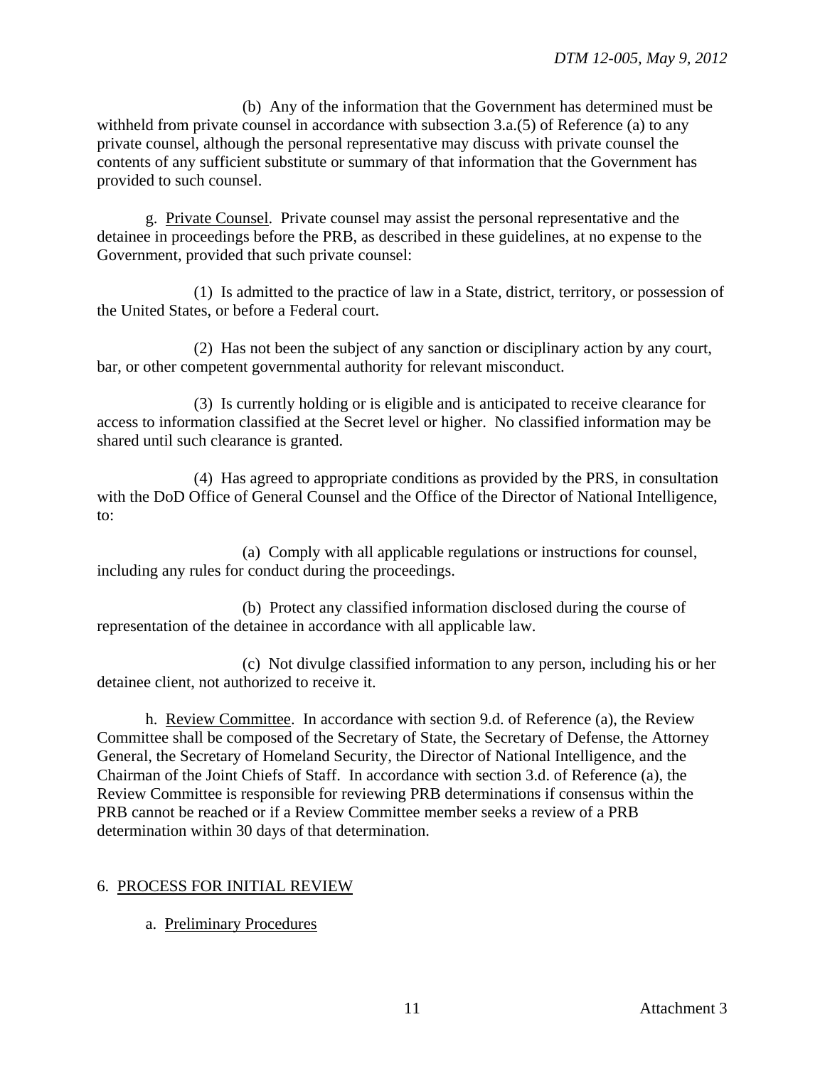(b) Any of the information that the Government has determined must be withheld from private counsel in accordance with subsection 3.a.(5) of Reference (a) to any private counsel, although the personal representative may discuss with private counsel the contents of any sufficient substitute or summary of that information that the Government has provided to such counsel.

g. Private Counsel. Private counsel may assist the personal representative and the detainee in proceedings before the PRB, as described in these guidelines, at no expense to the Government, provided that such private counsel:

(1) Is admitted to the practice of law in a State, district, territory, or possession of the United States, or before a Federal court.

(2) Has not been the subject of any sanction or disciplinary action by any court, bar, or other competent governmental authority for relevant misconduct.

(3) Is currently holding or is eligible and is anticipated to receive clearance for access to information classified at the Secret level or higher. No classified information may be shared until such clearance is granted.

(4) Has agreed to appropriate conditions as provided by the PRS, in consultation with the DoD Office of General Counsel and the Office of the Director of National Intelligence, to:

(a) Comply with all applicable regulations or instructions for counsel, including any rules for conduct during the proceedings.

(b) Protect any classified information disclosed during the course of representation of the detainee in accordance with all applicable law.

(c) Not divulge classified information to any person, including his or her detainee client, not authorized to receive it.

h. Review Committee. In accordance with section 9.d. of Reference (a), the Review Committee shall be composed of the Secretary of State, the Secretary of Defense, the Attorney General, the Secretary of Homeland Security, the Director of National Intelligence, and the Chairman of the Joint Chiefs of Staff. In accordance with section 3.d. of Reference (a), the Review Committee is responsible for reviewing PRB determinations if consensus within the PRB cannot be reached or if a Review Committee member seeks a review of a PRB determination within 30 days of that determination.

## 6. PROCESS FOR INITIAL REVIEW

a. Preliminary Procedures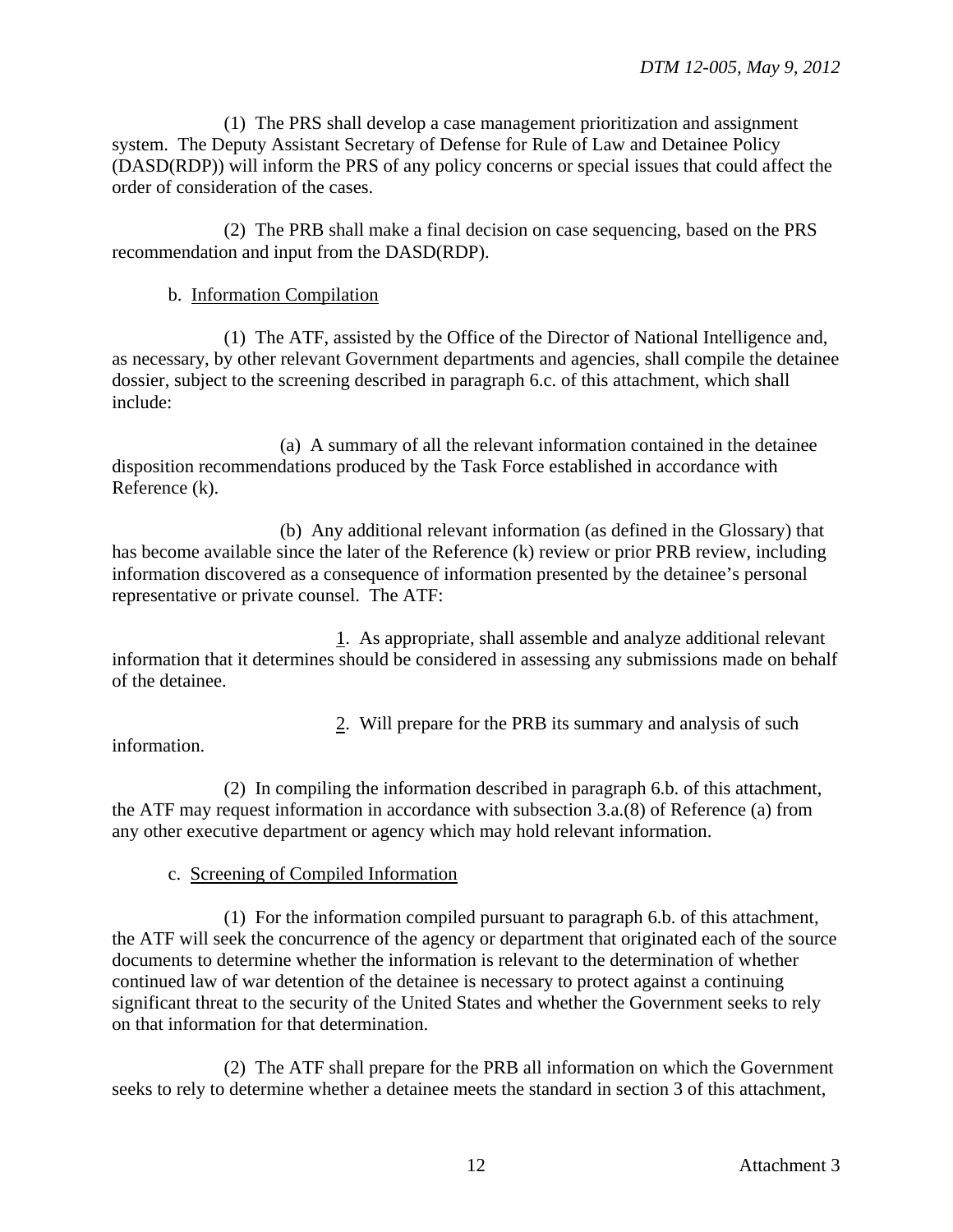(1) The PRS shall develop a case management prioritization and assignment system. The Deputy Assistant Secretary of Defense for Rule of Law and Detainee Policy (DASD(RDP)) will inform the PRS of any policy concerns or special issues that could affect the order of consideration of the cases.

(2) The PRB shall make a final decision on case sequencing, based on the PRS recommendation and input from the DASD(RDP).

b. Information Compilation

(1) The ATF, assisted by the Office of the Director of National Intelligence and, as necessary, by other relevant Government departments and agencies, shall compile the detainee dossier, subject to the screening described in paragraph 6.c. of this attachment, which shall include:

(a) A summary of all the relevant information contained in the detainee disposition recommendations produced by the Task Force established in accordance with Reference (k).

(b) Any additional relevant information (as defined in the Glossary) that has become available since the later of the Reference (k) review or prior PRB review, including information discovered as a consequence of information presented by the detainee's personal representative or private counsel. The ATF:

1. As appropriate, shall assemble and analyze additional relevant information that it determines should be considered in assessing any submissions made on behalf of the detainee.

2. Will prepare for the PRB its summary and analysis of such information.

(2) In compiling the information described in paragraph 6.b. of this attachment, the ATF may request information in accordance with subsection 3.a.(8) of Reference (a) from any other executive department or agency which may hold relevant information.

c. Screening of Compiled Information

(1) For the information compiled pursuant to paragraph 6.b. of this attachment, the ATF will seek the concurrence of the agency or department that originated each of the source documents to determine whether the information is relevant to the determination of whether continued law of war detention of the detainee is necessary to protect against a continuing significant threat to the security of the United States and whether the Government seeks to rely on that information for that determination.

(2) The ATF shall prepare for the PRB all information on which the Government seeks to rely to determine whether a detainee meets the standard in section 3 of this attachment,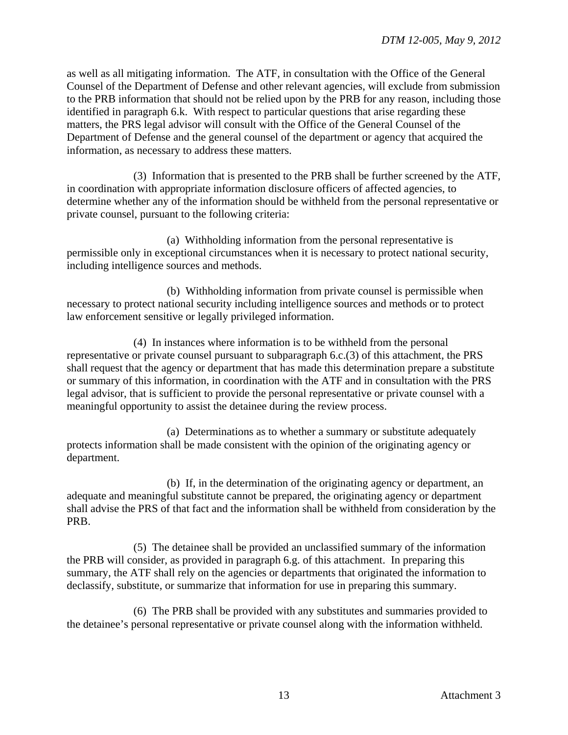as well as all mitigating information. The ATF, in consultation with the Office of the General Counsel of the Department of Defense and other relevant agencies, will exclude from submission to the PRB information that should not be relied upon by the PRB for any reason, including those identified in paragraph 6.k. With respect to particular questions that arise regarding these matters, the PRS legal advisor will consult with the Office of the General Counsel of the Department of Defense and the general counsel of the department or agency that acquired the information, as necessary to address these matters.

(3) Information that is presented to the PRB shall be further screened by the ATF, in coordination with appropriate information disclosure officers of affected agencies, to determine whether any of the information should be withheld from the personal representative or private counsel, pursuant to the following criteria:

(a) Withholding information from the personal representative is permissible only in exceptional circumstances when it is necessary to protect national security, including intelligence sources and methods.

(b) Withholding information from private counsel is permissible when necessary to protect national security including intelligence sources and methods or to protect law enforcement sensitive or legally privileged information.

(4) In instances where information is to be withheld from the personal representative or private counsel pursuant to subparagraph 6.c.(3) of this attachment, the PRS shall request that the agency or department that has made this determination prepare a substitute or summary of this information, in coordination with the ATF and in consultation with the PRS legal advisor, that is sufficient to provide the personal representative or private counsel with a meaningful opportunity to assist the detainee during the review process.

(a) Determinations as to whether a summary or substitute adequately protects information shall be made consistent with the opinion of the originating agency or department.

(b) If, in the determination of the originating agency or department, an adequate and meaningful substitute cannot be prepared, the originating agency or department shall advise the PRS of that fact and the information shall be withheld from consideration by the PRB.

(5) The detainee shall be provided an unclassified summary of the information the PRB will consider, as provided in paragraph 6.g. of this attachment. In preparing this summary, the ATF shall rely on the agencies or departments that originated the information to declassify, substitute, or summarize that information for use in preparing this summary.

(6) The PRB shall be provided with any substitutes and summaries provided to the detainee's personal representative or private counsel along with the information withheld.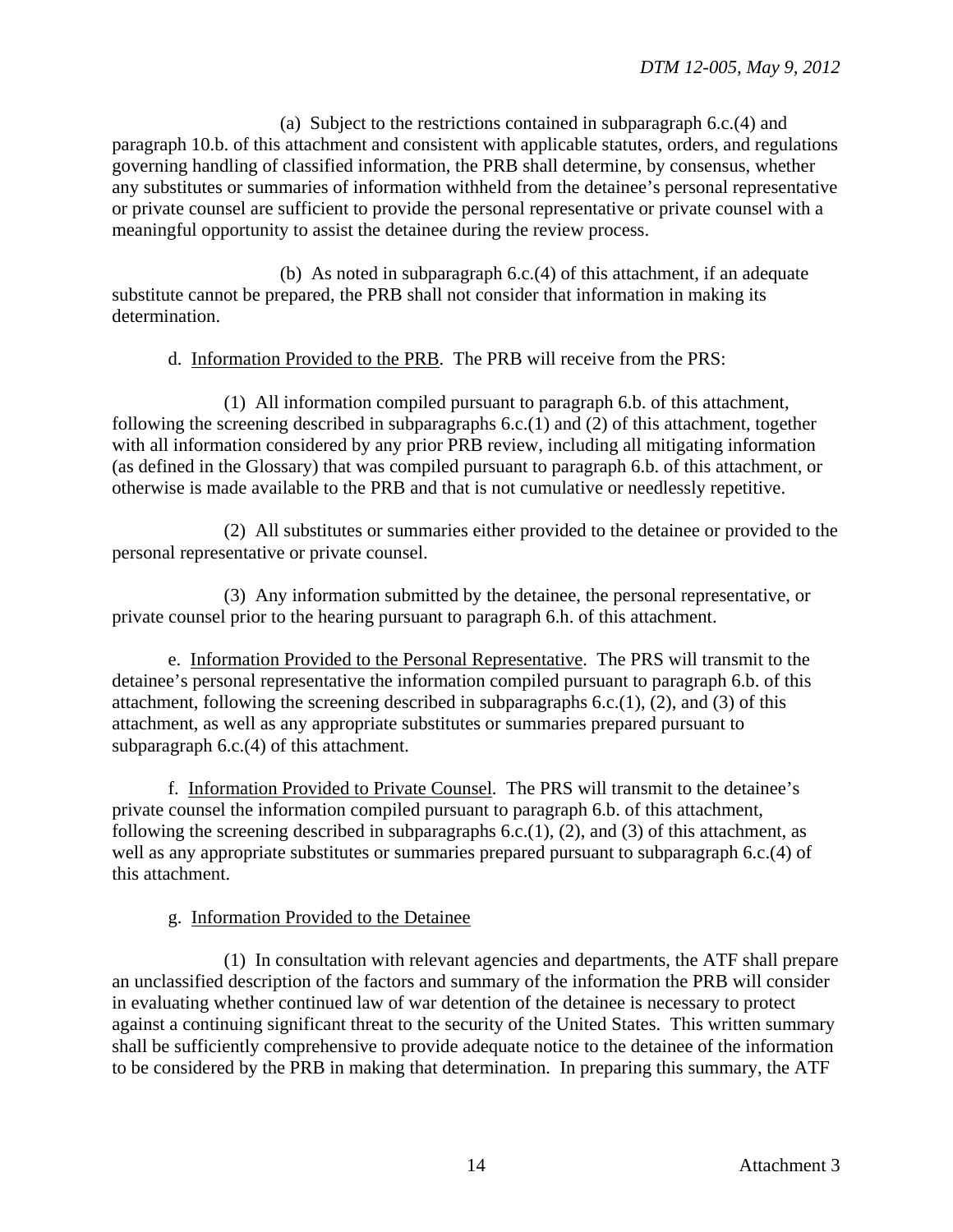(a) Subject to the restrictions contained in subparagraph 6.c.(4) and paragraph 10.b. of this attachment and consistent with applicable statutes, orders, and regulations governing handling of classified information, the PRB shall determine, by consensus, whether any substitutes or summaries of information withheld from the detainee's personal representative or private counsel are sufficient to provide the personal representative or private counsel with a meaningful opportunity to assist the detainee during the review process.

(b) As noted in subparagraph 6.c.(4) of this attachment, if an adequate substitute cannot be prepared, the PRB shall not consider that information in making its determination.

d. Information Provided to the PRB. The PRB will receive from the PRS:

(1) All information compiled pursuant to paragraph 6.b. of this attachment, following the screening described in subparagraphs 6.c.(1) and (2) of this attachment, together with all information considered by any prior PRB review, including all mitigating information (as defined in the Glossary) that was compiled pursuant to paragraph 6.b. of this attachment, or otherwise is made available to the PRB and that is not cumulative or needlessly repetitive.

(2) All substitutes or summaries either provided to the detainee or provided to the personal representative or private counsel.

(3) Any information submitted by the detainee, the personal representative, or private counsel prior to the hearing pursuant to paragraph 6.h. of this attachment.

e. Information Provided to the Personal Representative. The PRS will transmit to the detainee's personal representative the information compiled pursuant to paragraph 6.b. of this attachment, following the screening described in subparagraphs 6.c.(1), (2), and (3) of this attachment, as well as any appropriate substitutes or summaries prepared pursuant to subparagraph 6.c.(4) of this attachment.

f. Information Provided to Private Counsel. The PRS will transmit to the detainee's private counsel the information compiled pursuant to paragraph 6.b. of this attachment, following the screening described in subparagraphs 6.c.(1), (2), and (3) of this attachment, as well as any appropriate substitutes or summaries prepared pursuant to subparagraph 6.c.(4) of this attachment.

g. Information Provided to the Detainee

(1) In consultation with relevant agencies and departments, the ATF shall prepare an unclassified description of the factors and summary of the information the PRB will consider in evaluating whether continued law of war detention of the detainee is necessary to protect against a continuing significant threat to the security of the United States. This written summary shall be sufficiently comprehensive to provide adequate notice to the detainee of the information to be considered by the PRB in making that determination. In preparing this summary, the ATF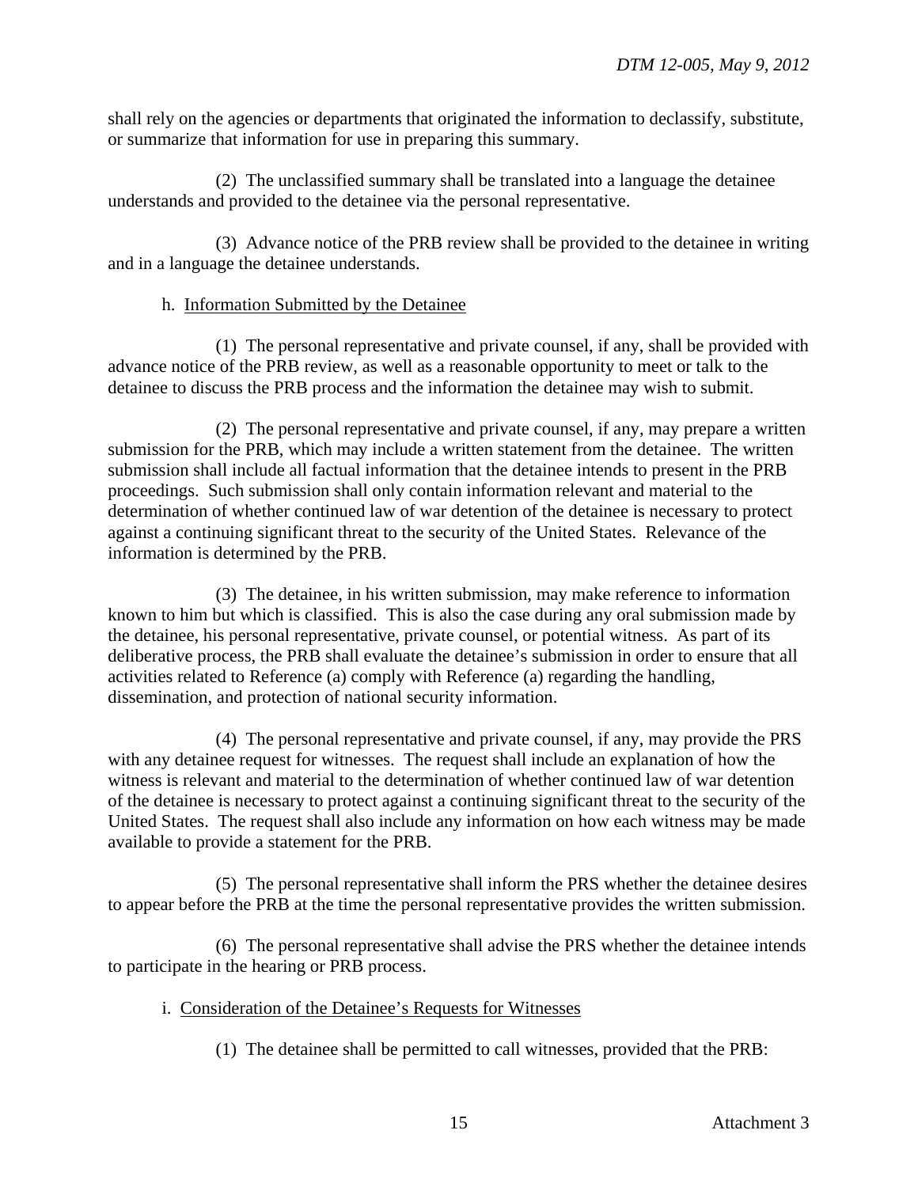shall rely on the agencies or departments that originated the information to declassify, substitute, or summarize that information for use in preparing this summary.

(2) The unclassified summary shall be translated into a language the detainee understands and provided to the detainee via the personal representative.

(3) Advance notice of the PRB review shall be provided to the detainee in writing and in a language the detainee understands.

h. Information Submitted by the Detainee

(1) The personal representative and private counsel, if any, shall be provided with advance notice of the PRB review, as well as a reasonable opportunity to meet or talk to the detainee to discuss the PRB process and the information the detainee may wish to submit.

(2) The personal representative and private counsel, if any, may prepare a written submission for the PRB, which may include a written statement from the detainee. The written submission shall include all factual information that the detainee intends to present in the PRB proceedings. Such submission shall only contain information relevant and material to the determination of whether continued law of war detention of the detainee is necessary to protect against a continuing significant threat to the security of the United States. Relevance of the information is determined by the PRB.

(3) The detainee, in his written submission, may make reference to information known to him but which is classified. This is also the case during any oral submission made by the detainee, his personal representative, private counsel, or potential witness. As part of its deliberative process, the PRB shall evaluate the detainee's submission in order to ensure that all activities related to Reference (a) comply with Reference (a) regarding the handling, dissemination, and protection of national security information.

(4) The personal representative and private counsel, if any, may provide the PRS with any detainee request for witnesses. The request shall include an explanation of how the witness is relevant and material to the determination of whether continued law of war detention of the detainee is necessary to protect against a continuing significant threat to the security of the United States. The request shall also include any information on how each witness may be made available to provide a statement for the PRB.

(5) The personal representative shall inform the PRS whether the detainee desires to appear before the PRB at the time the personal representative provides the written submission.

(6) The personal representative shall advise the PRS whether the detainee intends to participate in the hearing or PRB process.

i. Consideration of the Detainee's Requests for Witnesses

(1) The detainee shall be permitted to call witnesses, provided that the PRB: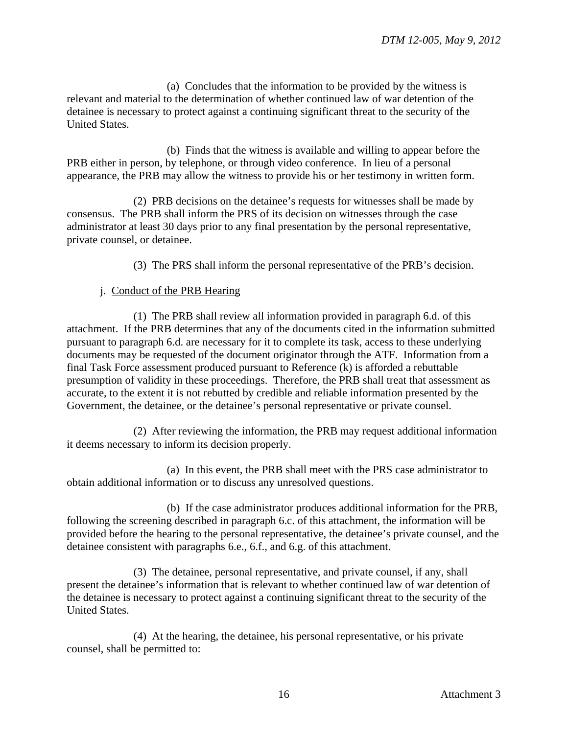(a) Concludes that the information to be provided by the witness is relevant and material to the determination of whether continued law of war detention of the detainee is necessary to protect against a continuing significant threat to the security of the United States.

(b) Finds that the witness is available and willing to appear before the PRB either in person, by telephone, or through video conference. In lieu of a personal appearance, the PRB may allow the witness to provide his or her testimony in written form.

(2) PRB decisions on the detainee's requests for witnesses shall be made by consensus. The PRB shall inform the PRS of its decision on witnesses through the case administrator at least 30 days prior to any final presentation by the personal representative, private counsel, or detainee.

(3) The PRS shall inform the personal representative of the PRB's decision.

j. Conduct of the PRB Hearing

(1) The PRB shall review all information provided in paragraph 6.d. of this attachment. If the PRB determines that any of the documents cited in the information submitted pursuant to paragraph 6.d. are necessary for it to complete its task, access to these underlying documents may be requested of the document originator through the ATF. Information from a final Task Force assessment produced pursuant to Reference (k) is afforded a rebuttable presumption of validity in these proceedings. Therefore, the PRB shall treat that assessment as accurate, to the extent it is not rebutted by credible and reliable information presented by the Government, the detainee, or the detainee's personal representative or private counsel.

(2) After reviewing the information, the PRB may request additional information it deems necessary to inform its decision properly.

(a) In this event, the PRB shall meet with the PRS case administrator to obtain additional information or to discuss any unresolved questions.

(b) If the case administrator produces additional information for the PRB, following the screening described in paragraph 6.c. of this attachment, the information will be provided before the hearing to the personal representative, the detainee's private counsel, and the detainee consistent with paragraphs 6.e., 6.f., and 6.g. of this attachment.

(3) The detainee, personal representative, and private counsel, if any, shall present the detainee's information that is relevant to whether continued law of war detention of the detainee is necessary to protect against a continuing significant threat to the security of the United States.

(4) At the hearing, the detainee, his personal representative, or his private counsel, shall be permitted to: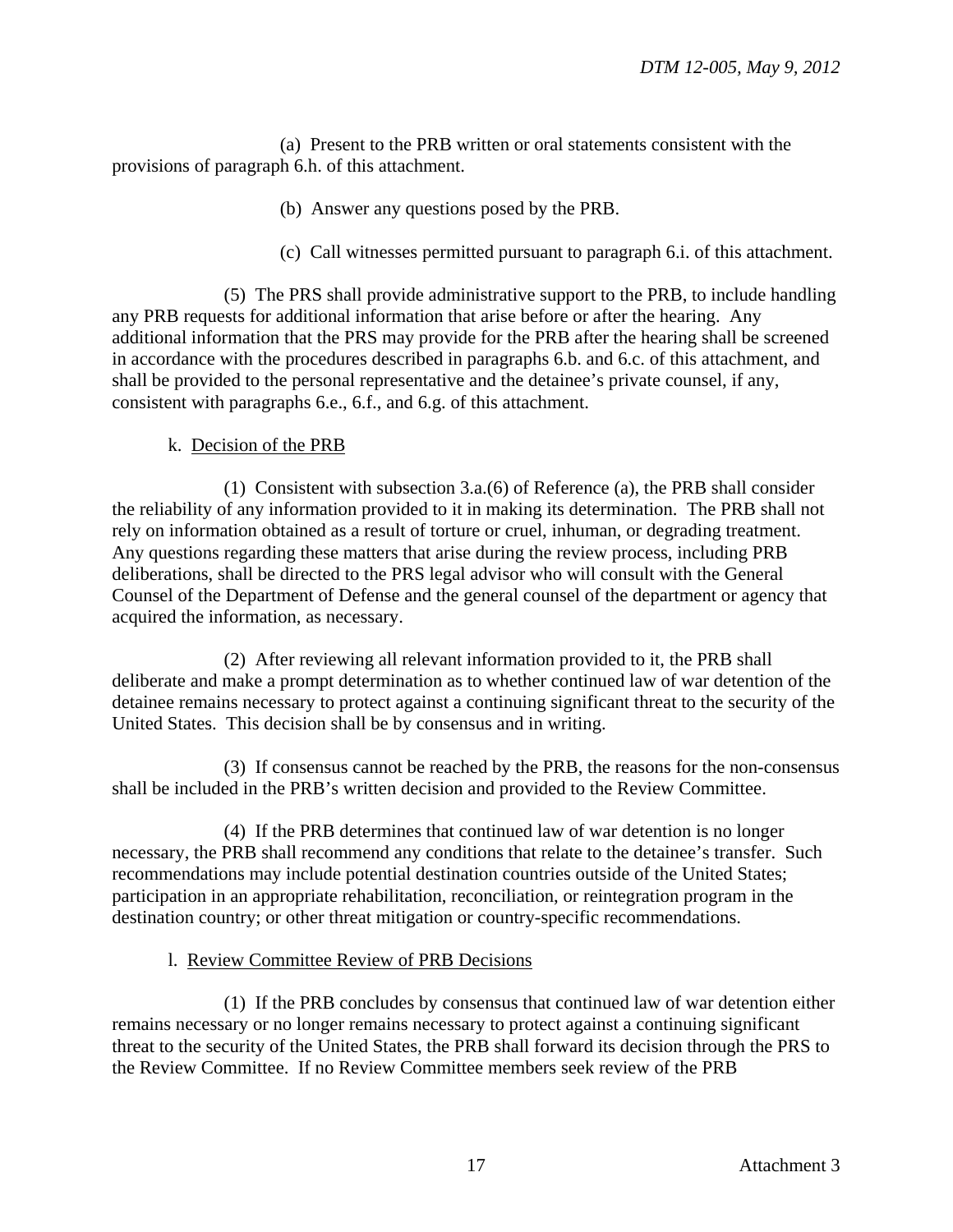(a) Present to the PRB written or oral statements consistent with the provisions of paragraph 6.h. of this attachment.

(b) Answer any questions posed by the PRB.

(c) Call witnesses permitted pursuant to paragraph 6.i. of this attachment.

(5) The PRS shall provide administrative support to the PRB, to include handling any PRB requests for additional information that arise before or after the hearing. Any additional information that the PRS may provide for the PRB after the hearing shall be screened in accordance with the procedures described in paragraphs 6.b. and 6.c. of this attachment, and shall be provided to the personal representative and the detainee's private counsel, if any, consistent with paragraphs 6.e., 6.f., and 6.g. of this attachment.

k. Decision of the PRB

(1) Consistent with subsection 3.a.(6) of Reference (a), the PRB shall consider the reliability of any information provided to it in making its determination. The PRB shall not rely on information obtained as a result of torture or cruel, inhuman, or degrading treatment. Any questions regarding these matters that arise during the review process, including PRB deliberations, shall be directed to the PRS legal advisor who will consult with the General Counsel of the Department of Defense and the general counsel of the department or agency that acquired the information, as necessary.

(2) After reviewing all relevant information provided to it, the PRB shall deliberate and make a prompt determination as to whether continued law of war detention of the detainee remains necessary to protect against a continuing significant threat to the security of the United States. This decision shall be by consensus and in writing.

(3) If consensus cannot be reached by the PRB, the reasons for the non-consensus shall be included in the PRB's written decision and provided to the Review Committee.

(4) If the PRB determines that continued law of war detention is no longer necessary, the PRB shall recommend any conditions that relate to the detainee's transfer. Such recommendations may include potential destination countries outside of the United States; participation in an appropriate rehabilitation, reconciliation, or reintegration program in the destination country; or other threat mitigation or country-specific recommendations.

l. Review Committee Review of PRB Decisions

(1) If the PRB concludes by consensus that continued law of war detention either remains necessary or no longer remains necessary to protect against a continuing significant threat to the security of the United States, the PRB shall forward its decision through the PRS to the Review Committee. If no Review Committee members seek review of the PRB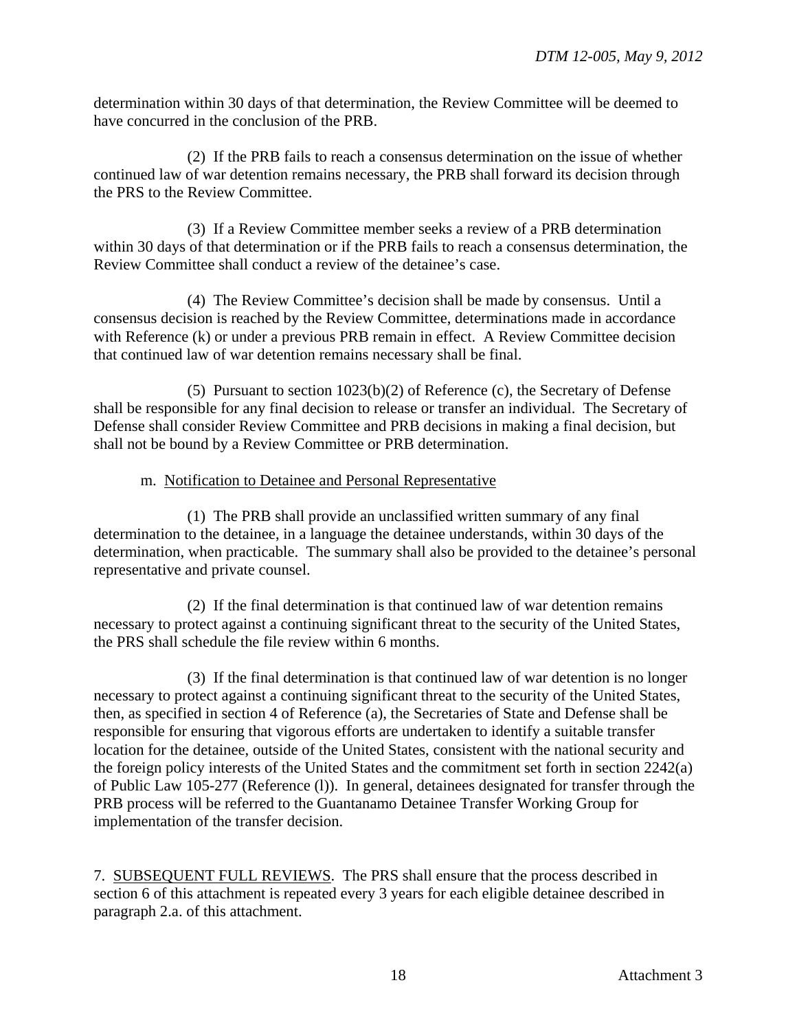determination within 30 days of that determination, the Review Committee will be deemed to have concurred in the conclusion of the PRB.

(2) If the PRB fails to reach a consensus determination on the issue of whether continued law of war detention remains necessary, the PRB shall forward its decision through the PRS to the Review Committee.

(3) If a Review Committee member seeks a review of a PRB determination within 30 days of that determination or if the PRB fails to reach a consensus determination, the Review Committee shall conduct a review of the detainee's case.

(4) The Review Committee's decision shall be made by consensus. Until a consensus decision is reached by the Review Committee, determinations made in accordance with Reference (k) or under a previous PRB remain in effect. A Review Committee decision that continued law of war detention remains necessary shall be final.

(5) Pursuant to section 1023(b)(2) of Reference (c), the Secretary of Defense shall be responsible for any final decision to release or transfer an individual. The Secretary of Defense shall consider Review Committee and PRB decisions in making a final decision, but shall not be bound by a Review Committee or PRB determination.

m. Notification to Detainee and Personal Representative

(1) The PRB shall provide an unclassified written summary of any final determination to the detainee, in a language the detainee understands, within 30 days of the determination, when practicable. The summary shall also be provided to the detainee's personal representative and private counsel.

(2) If the final determination is that continued law of war detention remains necessary to protect against a continuing significant threat to the security of the United States, the PRS shall schedule the file review within 6 months.

(3) If the final determination is that continued law of war detention is no longer necessary to protect against a continuing significant threat to the security of the United States, then, as specified in section 4 of Reference (a), the Secretaries of State and Defense shall be responsible for ensuring that vigorous efforts are undertaken to identify a suitable transfer location for the detainee, outside of the United States, consistent with the national security and the foreign policy interests of the United States and the commitment set forth in section 2242(a) of Public Law 105-277 (Reference (l)). In general, detainees designated for transfer through the PRB process will be referred to the Guantanamo Detainee Transfer Working Group for implementation of the transfer decision.

7. SUBSEQUENT FULL REVIEWS. The PRS shall ensure that the process described in section 6 of this attachment is repeated every 3 years for each eligible detainee described in paragraph 2.a. of this attachment.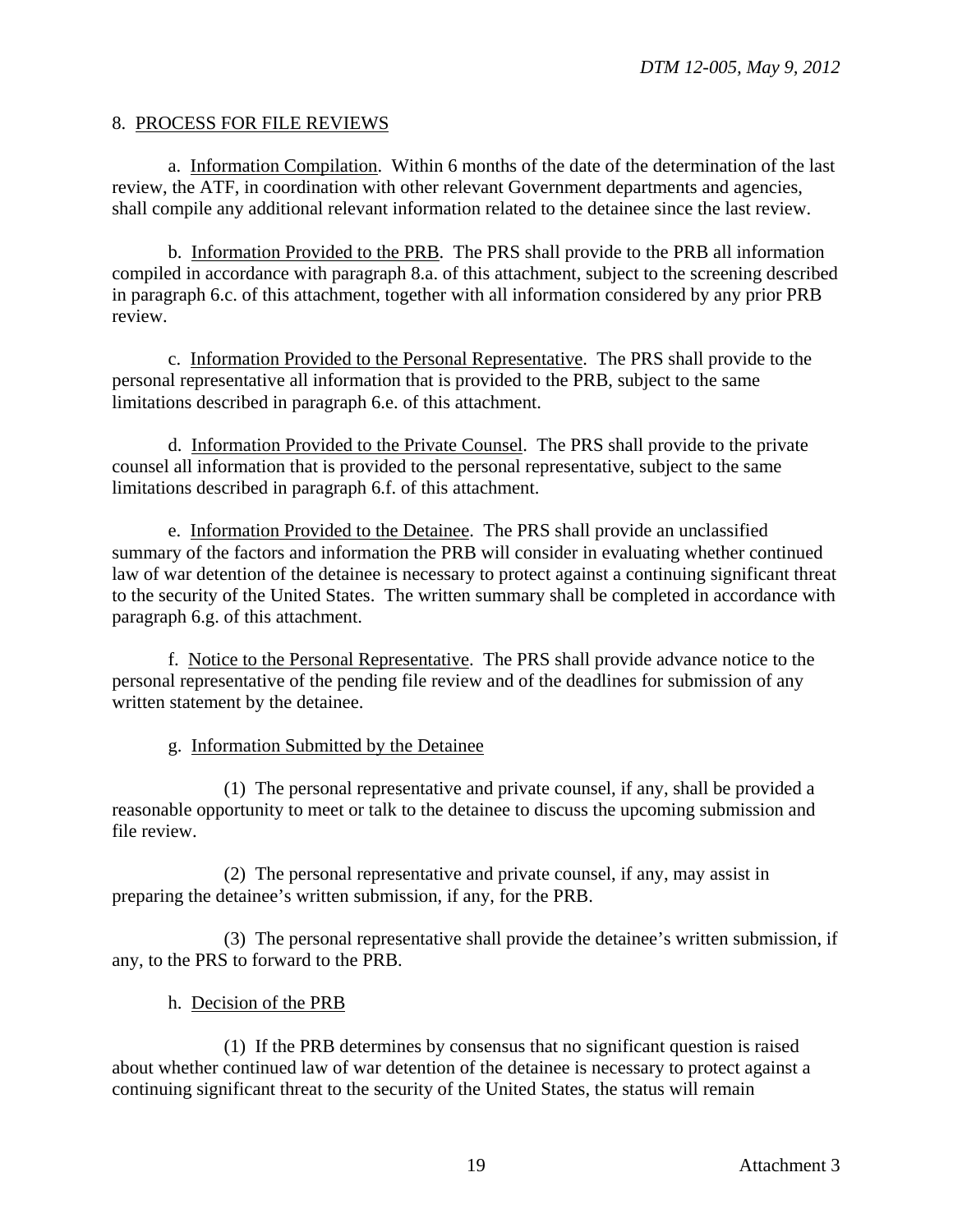## 8. PROCESS FOR FILE REVIEWS

a. Information Compilation. Within 6 months of the date of the determination of the last review, the ATF, in coordination with other relevant Government departments and agencies, shall compile any additional relevant information related to the detainee since the last review.

b. Information Provided to the PRB. The PRS shall provide to the PRB all information compiled in accordance with paragraph 8.a. of this attachment, subject to the screening described in paragraph 6.c. of this attachment, together with all information considered by any prior PRB review.

c. Information Provided to the Personal Representative. The PRS shall provide to the personal representative all information that is provided to the PRB, subject to the same limitations described in paragraph 6.e. of this attachment.

d. Information Provided to the Private Counsel. The PRS shall provide to the private counsel all information that is provided to the personal representative, subject to the same limitations described in paragraph 6.f. of this attachment.

e. Information Provided to the Detainee. The PRS shall provide an unclassified summary of the factors and information the PRB will consider in evaluating whether continued law of war detention of the detainee is necessary to protect against a continuing significant threat to the security of the United States. The written summary shall be completed in accordance with paragraph 6.g. of this attachment.

f. Notice to the Personal Representative. The PRS shall provide advance notice to the personal representative of the pending file review and of the deadlines for submission of any written statement by the detainee.

g. Information Submitted by the Detainee

(1) The personal representative and private counsel, if any, shall be provided a reasonable opportunity to meet or talk to the detainee to discuss the upcoming submission and file review.

(2) The personal representative and private counsel, if any, may assist in preparing the detainee's written submission, if any, for the PRB.

(3) The personal representative shall provide the detainee's written submission, if any, to the PRS to forward to the PRB.

h. Decision of the PRB

(1) If the PRB determines by consensus that no significant question is raised about whether continued law of war detention of the detainee is necessary to protect against a continuing significant threat to the security of the United States, the status will remain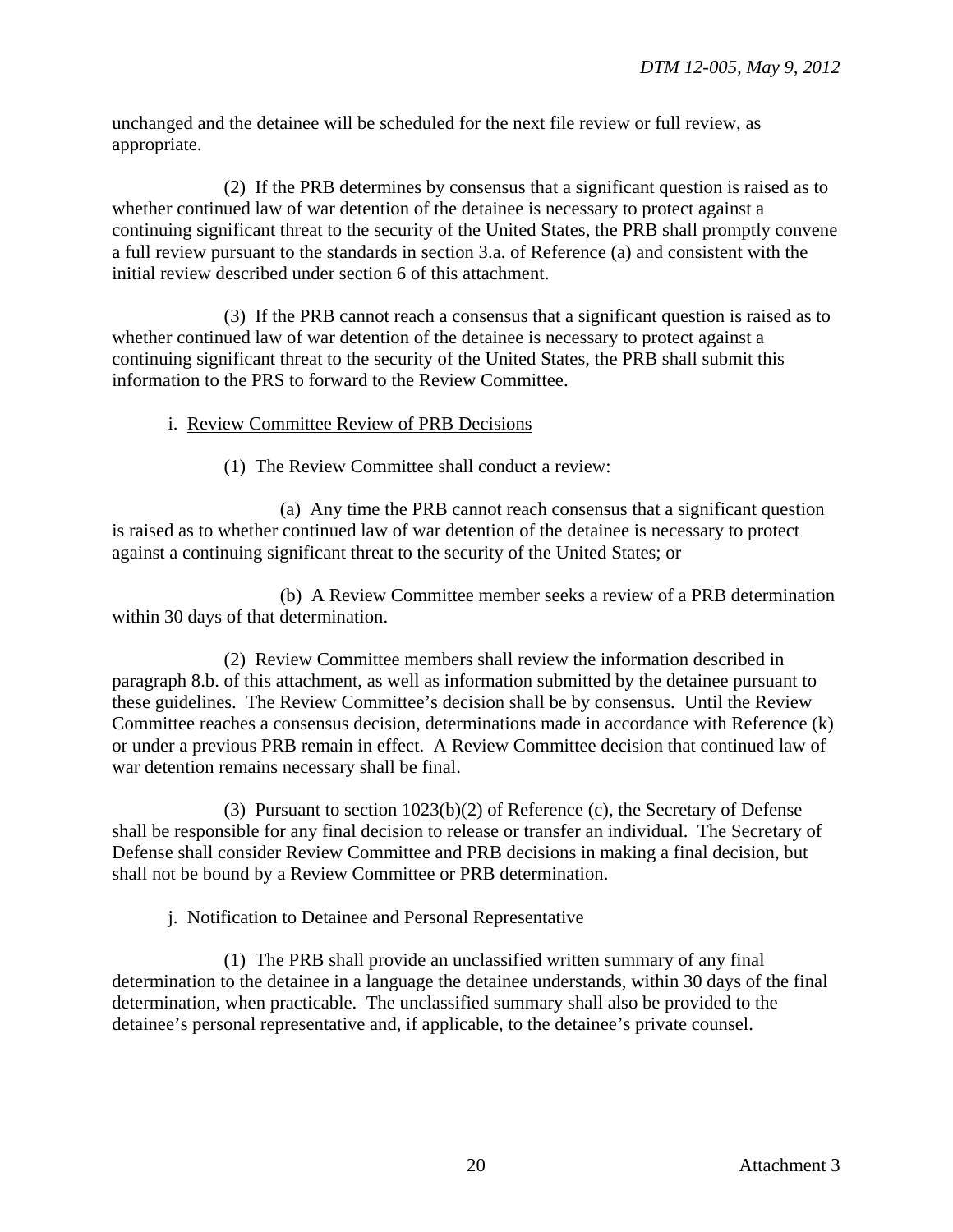unchanged and the detainee will be scheduled for the next file review or full review, as appropriate.

(2) If the PRB determines by consensus that a significant question is raised as to whether continued law of war detention of the detainee is necessary to protect against a continuing significant threat to the security of the United States, the PRB shall promptly convene a full review pursuant to the standards in section 3.a. of Reference (a) and consistent with the initial review described under section 6 of this attachment.

(3) If the PRB cannot reach a consensus that a significant question is raised as to whether continued law of war detention of the detainee is necessary to protect against a continuing significant threat to the security of the United States, the PRB shall submit this information to the PRS to forward to the Review Committee.

i. Review Committee Review of PRB Decisions

(1) The Review Committee shall conduct a review:

(a) Any time the PRB cannot reach consensus that a significant question is raised as to whether continued law of war detention of the detainee is necessary to protect against a continuing significant threat to the security of the United States; or

(b) A Review Committee member seeks a review of a PRB determination within 30 days of that determination.

(2) Review Committee members shall review the information described in paragraph 8.b. of this attachment, as well as information submitted by the detainee pursuant to these guidelines. The Review Committee's decision shall be by consensus. Until the Review Committee reaches a consensus decision, determinations made in accordance with Reference (k) or under a previous PRB remain in effect. A Review Committee decision that continued law of war detention remains necessary shall be final.

(3) Pursuant to section 1023(b)(2) of Reference (c), the Secretary of Defense shall be responsible for any final decision to release or transfer an individual. The Secretary of Defense shall consider Review Committee and PRB decisions in making a final decision, but shall not be bound by a Review Committee or PRB determination.

j. Notification to Detainee and Personal Representative

(1) The PRB shall provide an unclassified written summary of any final determination to the detainee in a language the detainee understands, within 30 days of the final determination, when practicable. The unclassified summary shall also be provided to the detainee's personal representative and, if applicable, to the detainee's private counsel.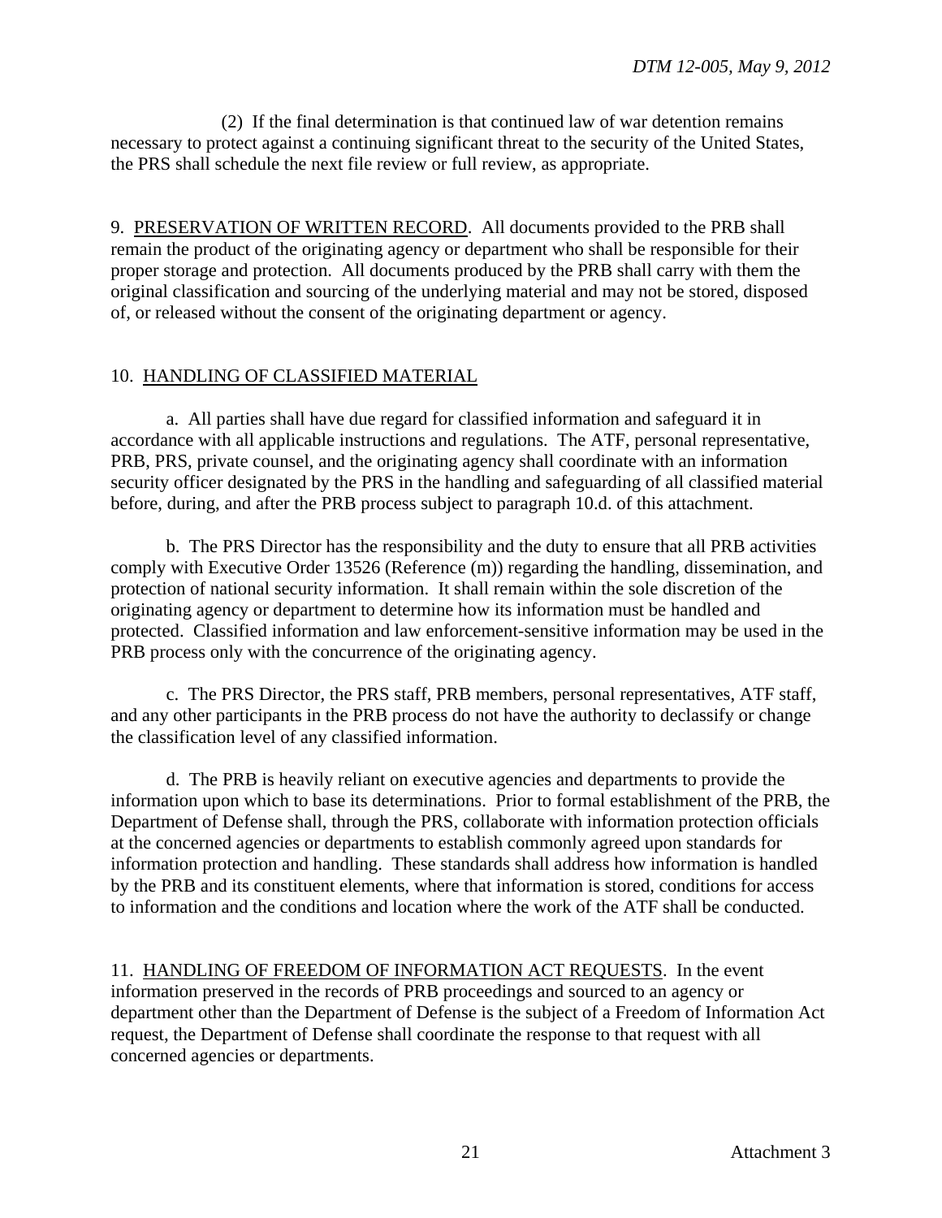(2) If the final determination is that continued law of war detention remains necessary to protect against a continuing significant threat to the security of the United States, the PRS shall schedule the next file review or full review, as appropriate.

9. PRESERVATION OF WRITTEN RECORD. All documents provided to the PRB shall remain the product of the originating agency or department who shall be responsible for their proper storage and protection. All documents produced by the PRB shall carry with them the original classification and sourcing of the underlying material and may not be stored, disposed of, or released without the consent of the originating department or agency.

10. HANDLING OF CLASSIFIED MATERIAL

a. All parties shall have due regard for classified information and safeguard it in accordance with all applicable instructions and regulations. The ATF, personal representative, PRB, PRS, private counsel, and the originating agency shall coordinate with an information security officer designated by the PRS in the handling and safeguarding of all classified material before, during, and after the PRB process subject to paragraph 10.d. of this attachment.

b. The PRS Director has the responsibility and the duty to ensure that all PRB activities comply with Executive Order 13526 (Reference (m)) regarding the handling, dissemination, and protection of national security information. It shall remain within the sole discretion of the originating agency or department to determine how its information must be handled and protected. Classified information and law enforcement-sensitive information may be used in the PRB process only with the concurrence of the originating agency.

c. The PRS Director, the PRS staff, PRB members, personal representatives, ATF staff, and any other participants in the PRB process do not have the authority to declassify or change the classification level of any classified information.

d. The PRB is heavily reliant on executive agencies and departments to provide the information upon which to base its determinations. Prior to formal establishment of the PRB, the Department of Defense shall, through the PRS, collaborate with information protection officials at the concerned agencies or departments to establish commonly agreed upon standards for information protection and handling. These standards shall address how information is handled by the PRB and its constituent elements, where that information is stored, conditions for access to information and the conditions and location where the work of the ATF shall be conducted.

11. HANDLING OF FREEDOM OF INFORMATION ACT REQUESTS. In the event information preserved in the records of PRB proceedings and sourced to an agency or department other than the Department of Defense is the subject of a Freedom of Information Act request, the Department of Defense shall coordinate the response to that request with all concerned agencies or departments.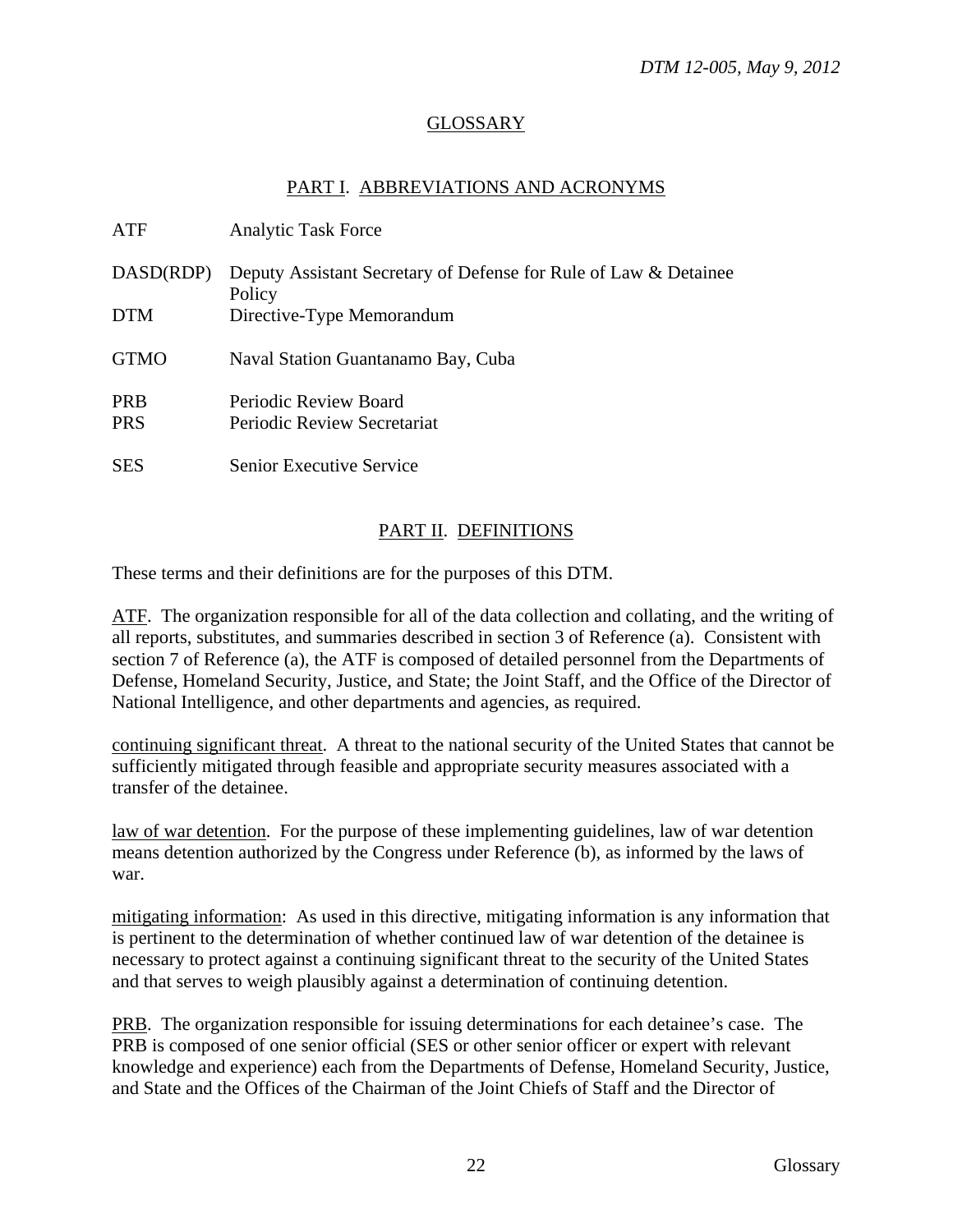## GLOSSARY

### PART I. ABBREVIATIONS AND ACRONYMS

| | |
|---|---|
| ATF | Analytic Task Force |
| DASD(RDP) | Deputy Assistant Secretary of Defense for Rule of Law & Detainee Policy |
| DTM | Directive-Type Memorandum |
| GTMO | Naval Station Guantanamo Bay, Cuba |
| PRB | Periodic Review Board |
| PRS | Periodic Review Secretariat |
| SES | Senior Executive Service |

### PART II. DEFINITIONS

These terms and their definitions are for the purposes of this DTM.

ATF. The organization responsible for all of the data collection and collating, and the writing of all reports, substitutes, and summaries described in section 3 of Reference (a). Consistent with section 7 of Reference (a), the ATF is composed of detailed personnel from the Departments of Defense, Homeland Security, Justice, and State; the Joint Staff, and the Office of the Director of National Intelligence, and other departments and agencies, as required.

continuing significant threat. A threat to the national security of the United States that cannot be sufficiently mitigated through feasible and appropriate security measures associated with a transfer of the detainee.

law of war detention. For the purpose of these implementing guidelines, law of war detention means detention authorized by the Congress under Reference (b), as informed by the laws of war.

mitigating information: As used in this directive, mitigating information is any information that is pertinent to the determination of whether continued law of war detention of the detainee is necessary to protect against a continuing significant threat to the security of the United States and that serves to weigh plausibly against a determination of continuing detention.

PRB. The organization responsible for issuing determinations for each detainee's case. The PRB is composed of one senior official (SES or other senior officer or expert with relevant knowledge and experience) each from the Departments of Defense, Homeland Security, Justice, and State and the Offices of the Chairman of the Joint Chiefs of Staff and the Director of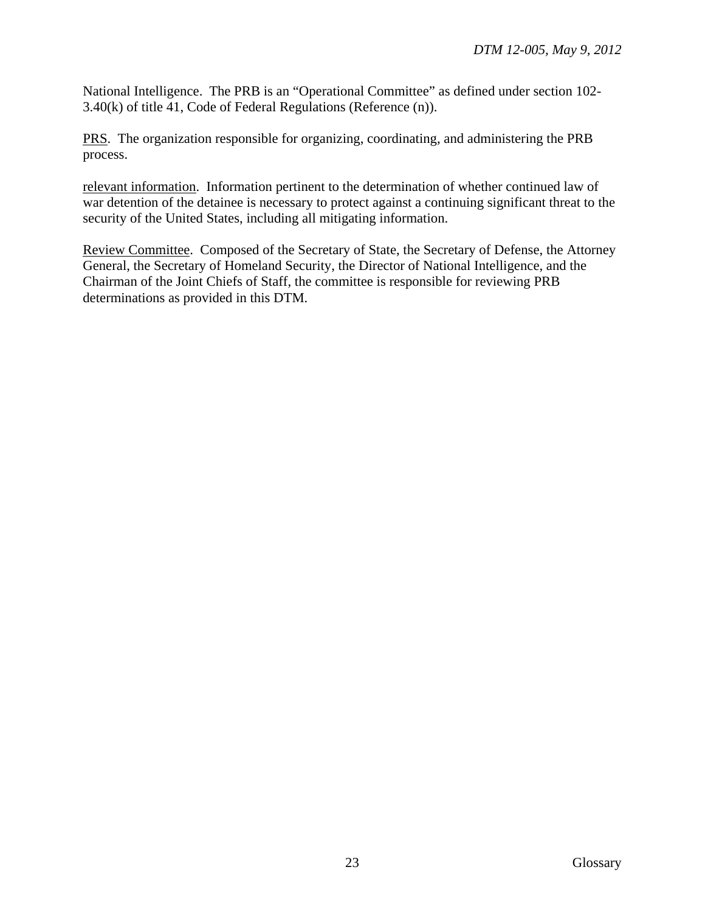National Intelligence. The PRB is an "Operational Committee" as defined under section 102-3.40(k) of title 41, Code of Federal Regulations (Reference (n)).

PRS. The organization responsible for organizing, coordinating, and administering the PRB process.

relevant information. Information pertinent to the determination of whether continued law of war detention of the detainee is necessary to protect against a continuing significant threat to the security of the United States, including all mitigating information.

Review Committee. Composed of the Secretary of State, the Secretary of Defense, the Attorney General, the Secretary of Homeland Security, the Director of National Intelligence, and the Chairman of the Joint Chiefs of Staff, the committee is responsible for reviewing PRB determinations as provided in this DTM.